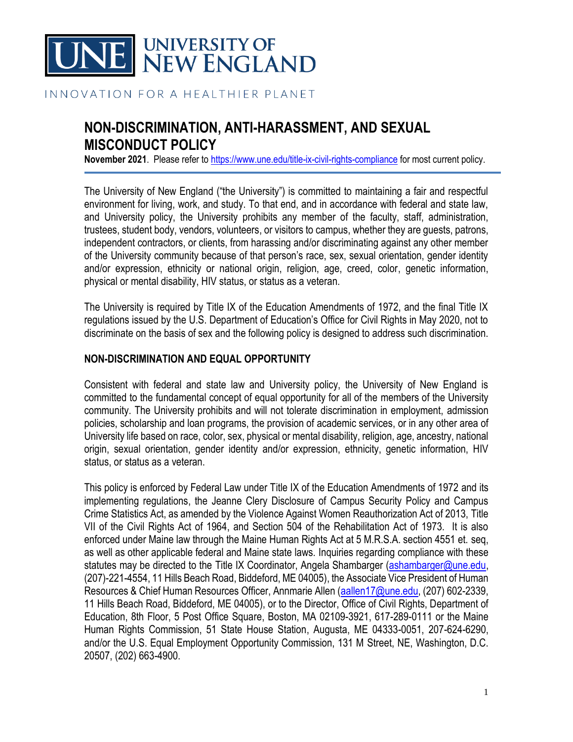UNIVERSITY OF NEW ENGLAND

INNOVATION FOR A HEALTHIER PLANET

# NON-DISCRIMINATION, ANTI-HARASSMENT, AND SEXUAL MISCONDUCT POLICY

**November 2021**. Please refer to https://www.une.edu/title-ix-civil-rights-compliance for most current policy.

---

The University of New England ("the University") is committed to maintaining a fair and respectful environment for living, work, and study. To that end, and in accordance with federal and state law, and University policy, the University prohibits any member of the faculty, staff, administration, trustees, student body, vendors, volunteers, or visitors to campus, whether they are guests, patrons, independent contractors, or clients, from harassing and/or discriminating against any other member of the University community because of that person's race, sex, sexual orientation, gender identity and/or expression, ethnicity or national origin, religion, age, creed, color, genetic information, physical or mental disability, HIV status, or status as a veteran.

The University is required by Title IX of the Education Amendments of 1972, and the final Title IX regulations issued by the U.S. Department of Education's Office for Civil Rights in May 2020, not to discriminate on the basis of sex and the following policy is designed to address such discrimination.

## NON-DISCRIMINATION AND EQUAL OPPORTUNITY

Consistent with federal and state law and University policy, the University of New England is committed to the fundamental concept of equal opportunity for all of the members of the University community. The University prohibits and will not tolerate discrimination in employment, admission policies, scholarship and loan programs, the provision of academic services, or in any other area of University life based on race, color, sex, physical or mental disability, religion, age, ancestry, national origin, sexual orientation, gender identity and/or expression, ethnicity, genetic information, HIV status, or status as a veteran.

This policy is enforced by Federal Law under Title IX of the Education Amendments of 1972 and its implementing regulations, the Jeanne Clery Disclosure of Campus Security Policy and Campus Crime Statistics Act, as amended by the Violence Against Women Reauthorization Act of 2013, Title VII of the Civil Rights Act of 1964, and Section 504 of the Rehabilitation Act of 1973. It is also enforced under Maine law through the Maine Human Rights Act at 5 M.R.S.A. section 4551 et. seq, as well as other applicable federal and Maine state laws. Inquiries regarding compliance with these statutes may be directed to the Title IX Coordinator, Angela Shambarger (ashambarger@une.edu, (207)-221-4554, 11 Hills Beach Road, Biddeford, ME 04005), the Associate Vice President of Human Resources & Chief Human Resources Officer, Annmarie Allen (aallen17@une.edu, (207) 602-2339, 11 Hills Beach Road, Biddeford, ME 04005), or to the Director, Office of Civil Rights, Department of Education, 8th Floor, 5 Post Office Square, Boston, MA 02109-3921, 617-289-0111 or the Maine Human Rights Commission, 51 State House Station, Augusta, ME 04333-0051, 207-624-6290, and/or the U.S. Equal Employment Opportunity Commission, 131 M Street, NE, Washington, D.C. 20507, (202) 663-4900.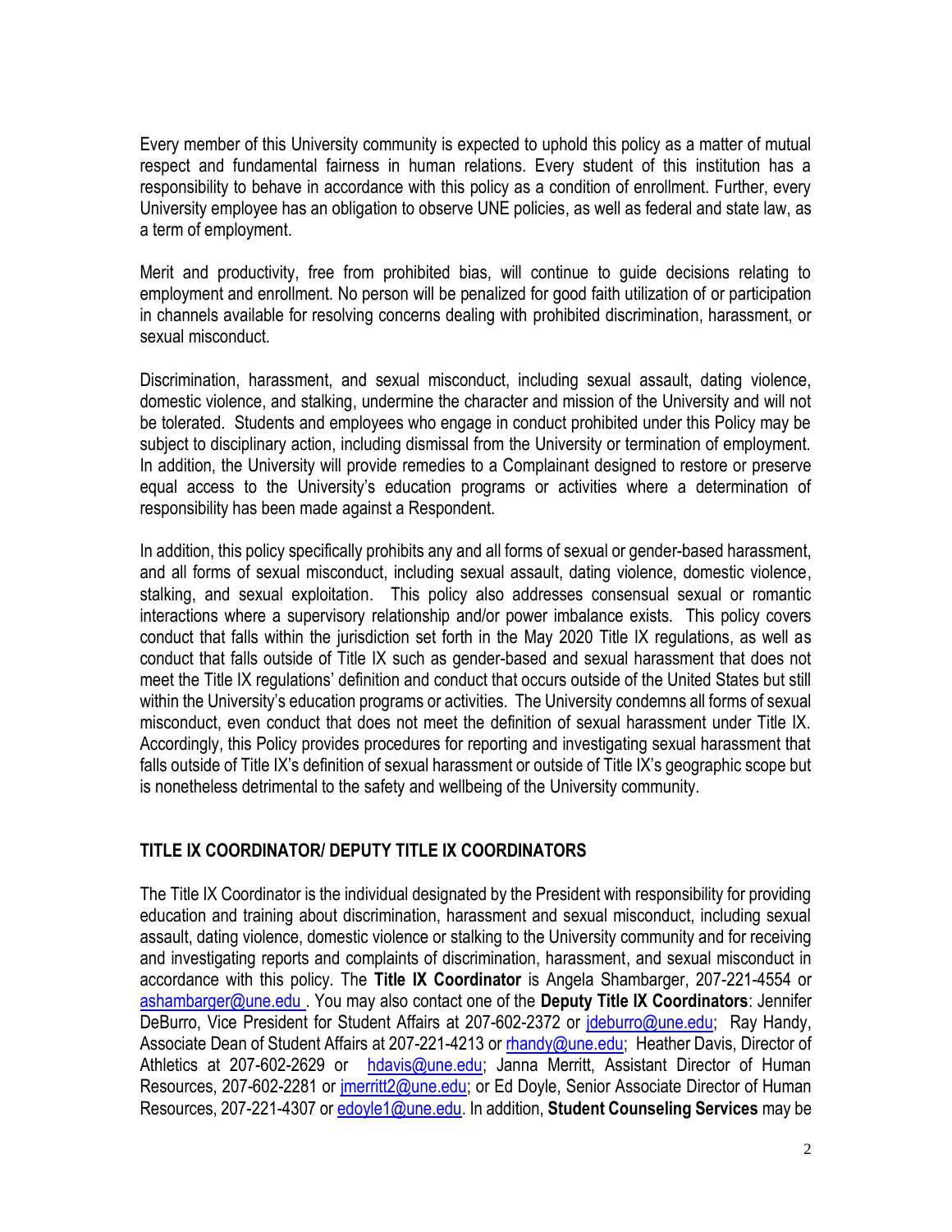Every member of this University community is expected to uphold this policy as a matter of mutual respect and fundamental fairness in human relations. Every student of this institution has a responsibility to behave in accordance with this policy as a condition of enrollment. Further, every University employee has an obligation to observe UNE policies, as well as federal and state law, as a term of employment.

Merit and productivity, free from prohibited bias, will continue to guide decisions relating to employment and enrollment. No person will be penalized for good faith utilization of or participation in channels available for resolving concerns dealing with prohibited discrimination, harassment, or sexual misconduct.

Discrimination, harassment, and sexual misconduct, including sexual assault, dating violence, domestic violence, and stalking, undermine the character and mission of the University and will not be tolerated. Students and employees who engage in conduct prohibited under this Policy may be subject to disciplinary action, including dismissal from the University or termination of employment. In addition, the University will provide remedies to a Complainant designed to restore or preserve equal access to the University's education programs or activities where a determination of responsibility has been made against a Respondent.

In addition, this policy specifically prohibits any and all forms of sexual or gender-based harassment, and all forms of sexual misconduct, including sexual assault, dating violence, domestic violence, stalking, and sexual exploitation. This policy also addresses consensual sexual or romantic interactions where a supervisory relationship and/or power imbalance exists. This policy covers conduct that falls within the jurisdiction set forth in the May 2020 Title IX regulations, as well as conduct that falls outside of Title IX such as gender-based and sexual harassment that does not meet the Title IX regulations' definition and conduct that occurs outside of the United States but still within the University's education programs or activities. The University condemns all forms of sexual misconduct, even conduct that does not meet the definition of sexual harassment under Title IX. Accordingly, this Policy provides procedures for reporting and investigating sexual harassment that falls outside of Title IX's definition of sexual harassment or outside of Title IX's geographic scope but is nonetheless detrimental to the safety and wellbeing of the University community.

## TITLE IX COORDINATOR/ DEPUTY TITLE IX COORDINATORS

The Title IX Coordinator is the individual designated by the President with responsibility for providing education and training about discrimination, harassment and sexual misconduct, including sexual assault, dating violence, domestic violence or stalking to the University community and for receiving and investigating reports and complaints of discrimination, harassment, and sexual misconduct in accordance with this policy. The **Title IX Coordinator** is Angela Shambarger, 207-221-4554 or ashambarger@une.edu . You may also contact one of the **Deputy Title IX Coordinators**: Jennifer DeBurro, Vice President for Student Affairs at 207-602-2372 or jdeburro@une.edu; Ray Handy, Associate Dean of Student Affairs at 207-221-4213 or rhandy@une.edu; Heather Davis, Director of Athletics at 207-602-2629 or hdavis@une.edu; Janna Merritt, Assistant Director of Human Resources, 207-602-2281 or jmerritt2@une.edu; or Ed Doyle, Senior Associate Director of Human Resources, 207-221-4307 or edoyle1@une.edu. In addition, **Student Counseling Services** may be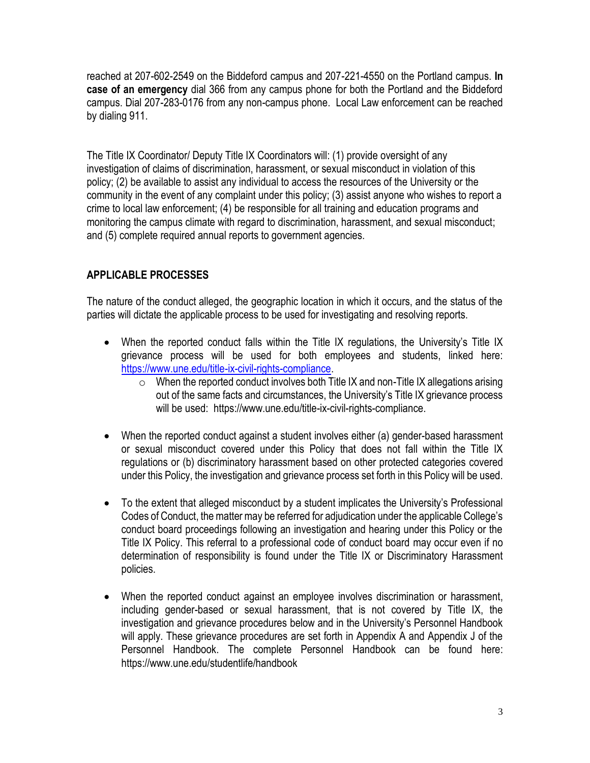reached at 207-602-2549 on the Biddeford campus and 207-221-4550 on the Portland campus. **In case of an emergency** dial 366 from any campus phone for both the Portland and the Biddeford campus. Dial 207-283-0176 from any non-campus phone. Local Law enforcement can be reached by dialing 911.

The Title IX Coordinator/ Deputy Title IX Coordinators will: (1) provide oversight of any investigation of claims of discrimination, harassment, or sexual misconduct in violation of this policy; (2) be available to assist any individual to access the resources of the University or the community in the event of any complaint under this policy; (3) assist anyone who wishes to report a crime to local law enforcement; (4) be responsible for all training and education programs and monitoring the campus climate with regard to discrimination, harassment, and sexual misconduct; and (5) complete required annual reports to government agencies.

## APPLICABLE PROCESSES

The nature of the conduct alleged, the geographic location in which it occurs, and the status of the parties will dictate the applicable process to be used for investigating and resolving reports.

- When the reported conduct falls within the Title IX regulations, the University's Title IX grievance process will be used for both employees and students, linked here: [https://www.une.edu/title-ix-civil-rights-compliance](https://www.une.edu/title-ix-civil-rights-compliance).
  - When the reported conduct involves both Title IX and non-Title IX allegations arising out of the same facts and circumstances, the University's Title IX grievance process will be used: https://www.une.edu/title-ix-civil-rights-compliance.

- When the reported conduct against a student involves either (a) gender-based harassment or sexual misconduct covered under this Policy that does not fall within the Title IX regulations or (b) discriminatory harassment based on other protected categories covered under this Policy, the investigation and grievance process set forth in this Policy will be used.

- To the extent that alleged misconduct by a student implicates the University's Professional Codes of Conduct, the matter may be referred for adjudication under the applicable College's conduct board proceedings following an investigation and hearing under this Policy or the Title IX Policy. This referral to a professional code of conduct board may occur even if no determination of responsibility is found under the Title IX or Discriminatory Harassment policies.

- When the reported conduct against an employee involves discrimination or harassment, including gender-based or sexual harassment, that is not covered by Title IX, the investigation and grievance procedures below and in the University's Personnel Handbook will apply. These grievance procedures are set forth in Appendix A and Appendix J of the Personnel Handbook. The complete Personnel Handbook can be found here: https://www.une.edu/studentlife/handbook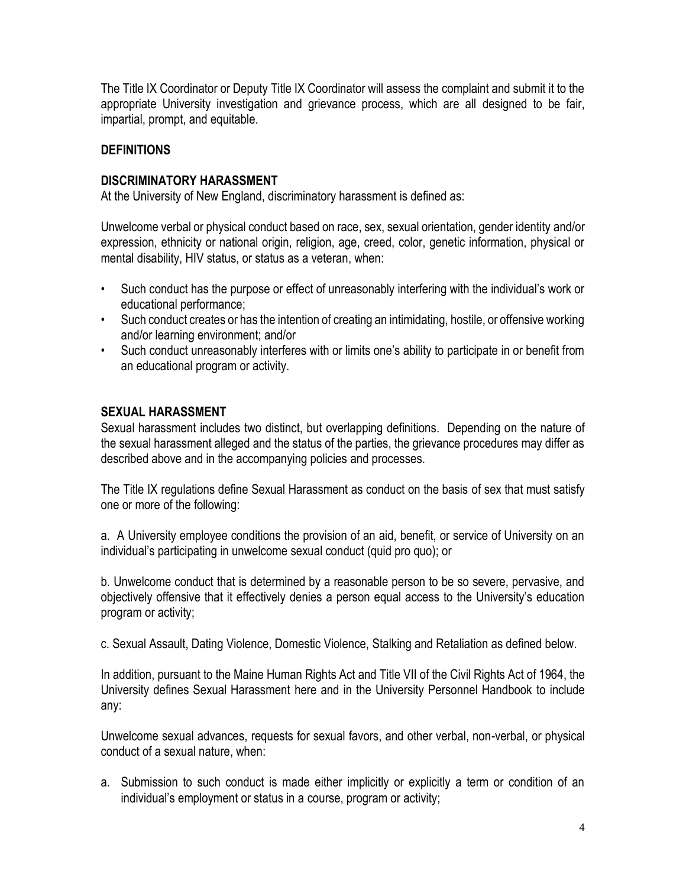The Title IX Coordinator or Deputy Title IX Coordinator will assess the complaint and submit it to the appropriate University investigation and grievance process, which are all designed to be fair, impartial, prompt, and equitable.

## DEFINITIONS

### DISCRIMINATORY HARASSMENT

At the University of New England, discriminatory harassment is defined as:

Unwelcome verbal or physical conduct based on race, sex, sexual orientation, gender identity and/or expression, ethnicity or national origin, religion, age, creed, color, genetic information, physical or mental disability, HIV status, or status as a veteran, when:

- Such conduct has the purpose or effect of unreasonably interfering with the individual's work or educational performance;
- Such conduct creates or has the intention of creating an intimidating, hostile, or offensive working and/or learning environment; and/or
- Such conduct unreasonably interferes with or limits one's ability to participate in or benefit from an educational program or activity.

### SEXUAL HARASSMENT

Sexual harassment includes two distinct, but overlapping definitions. Depending on the nature of the sexual harassment alleged and the status of the parties, the grievance procedures may differ as described above and in the accompanying policies and processes.

The Title IX regulations define Sexual Harassment as conduct on the basis of sex that must satisfy one or more of the following:

a. A University employee conditions the provision of an aid, benefit, or service of University on an individual's participating in unwelcome sexual conduct (quid pro quo); or

b. Unwelcome conduct that is determined by a reasonable person to be so severe, pervasive, and objectively offensive that it effectively denies a person equal access to the University's education program or activity;

c. Sexual Assault, Dating Violence, Domestic Violence, Stalking and Retaliation as defined below.

In addition, pursuant to the Maine Human Rights Act and Title VII of the Civil Rights Act of 1964, the University defines Sexual Harassment here and in the University Personnel Handbook to include any:

Unwelcome sexual advances, requests for sexual favors, and other verbal, non-verbal, or physical conduct of a sexual nature, when:

a. Submission to such conduct is made either implicitly or explicitly a term or condition of an individual's employment or status in a course, program or activity;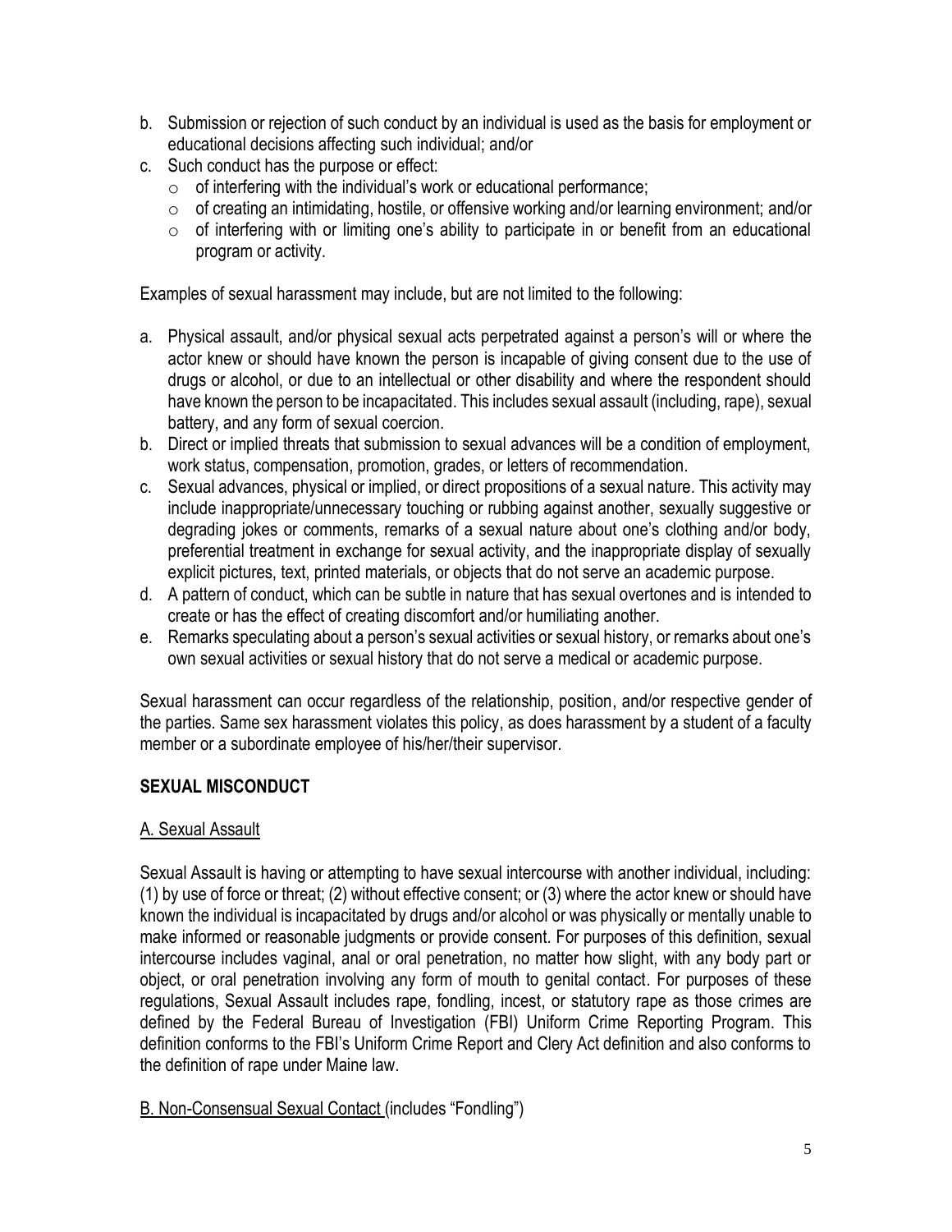b. Submission or rejection of such conduct by an individual is used as the basis for employment or educational decisions affecting such individual; and/or
c. Such conduct has the purpose or effect:
   - of interfering with the individual's work or educational performance;
   - of creating an intimidating, hostile, or offensive working and/or learning environment; and/or
   - of interfering with or limiting one's ability to participate in or benefit from an educational program or activity.

Examples of sexual harassment may include, but are not limited to the following:

a. Physical assault, and/or physical sexual acts perpetrated against a person's will or where the actor knew or should have known the person is incapable of giving consent due to the use of drugs or alcohol, or due to an intellectual or other disability and where the respondent should have known the person to be incapacitated. This includes sexual assault (including, rape), sexual battery, and any form of sexual coercion.
b. Direct or implied threats that submission to sexual advances will be a condition of employment, work status, compensation, promotion, grades, or letters of recommendation.
c. Sexual advances, physical or implied, or direct propositions of a sexual nature. This activity may include inappropriate/unnecessary touching or rubbing against another, sexually suggestive or degrading jokes or comments, remarks of a sexual nature about one's clothing and/or body, preferential treatment in exchange for sexual activity, and the inappropriate display of sexually explicit pictures, text, printed materials, or objects that do not serve an academic purpose.
d. A pattern of conduct, which can be subtle in nature that has sexual overtones and is intended to create or has the effect of creating discomfort and/or humiliating another.
e. Remarks speculating about a person's sexual activities or sexual history, or remarks about one's own sexual activities or sexual history that do not serve a medical or academic purpose.

Sexual harassment can occur regardless of the relationship, position, and/or respective gender of the parties. Same sex harassment violates this policy, as does harassment by a student of a faculty member or a subordinate employee of his/her/their supervisor.

## SEXUAL MISCONDUCT

### A. Sexual Assault

Sexual Assault is having or attempting to have sexual intercourse with another individual, including: (1) by use of force or threat; (2) without effective consent; or (3) where the actor knew or should have known the individual is incapacitated by drugs and/or alcohol or was physically or mentally unable to make informed or reasonable judgments or provide consent. For purposes of this definition, sexual intercourse includes vaginal, anal or oral penetration, no matter how slight, with any body part or object, or oral penetration involving any form of mouth to genital contact. For purposes of these regulations, Sexual Assault includes rape, fondling, incest, or statutory rape as those crimes are defined by the Federal Bureau of Investigation (FBI) Uniform Crime Reporting Program. This definition conforms to the FBI's Uniform Crime Report and Clery Act definition and also conforms to the definition of rape under Maine law.

### B. Non-Consensual Sexual Contact (includes "Fondling")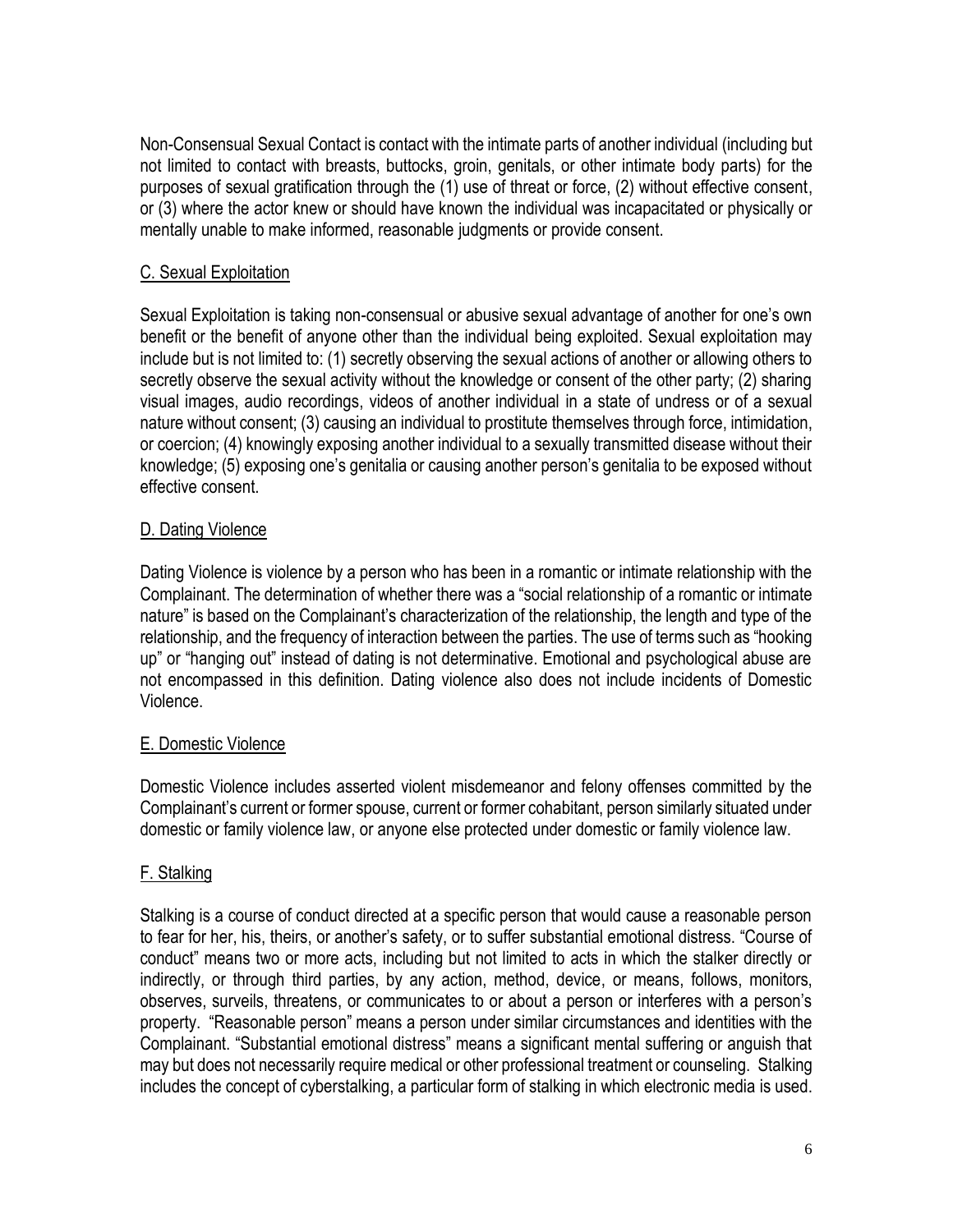Non-Consensual Sexual Contact is contact with the intimate parts of another individual (including but not limited to contact with breasts, buttocks, groin, genitals, or other intimate body parts) for the purposes of sexual gratification through the (1) use of threat or force, (2) without effective consent, or (3) where the actor knew or should have known the individual was incapacitated or physically or mentally unable to make informed, reasonable judgments or provide consent.

## C. Sexual Exploitation

Sexual Exploitation is taking non-consensual or abusive sexual advantage of another for one's own benefit or the benefit of anyone other than the individual being exploited. Sexual exploitation may include but is not limited to: (1) secretly observing the sexual actions of another or allowing others to secretly observe the sexual activity without the knowledge or consent of the other party; (2) sharing visual images, audio recordings, videos of another individual in a state of undress or of a sexual nature without consent; (3) causing an individual to prostitute themselves through force, intimidation, or coercion; (4) knowingly exposing another individual to a sexually transmitted disease without their knowledge; (5) exposing one's genitalia or causing another person's genitalia to be exposed without effective consent.

## D. Dating Violence

Dating Violence is violence by a person who has been in a romantic or intimate relationship with the Complainant. The determination of whether there was a "social relationship of a romantic or intimate nature" is based on the Complainant's characterization of the relationship, the length and type of the relationship, and the frequency of interaction between the parties. The use of terms such as "hooking up" or "hanging out" instead of dating is not determinative. Emotional and psychological abuse are not encompassed in this definition. Dating violence also does not include incidents of Domestic Violence.

## E. Domestic Violence

Domestic Violence includes asserted violent misdemeanor and felony offenses committed by the Complainant's current or former spouse, current or former cohabitant, person similarly situated under domestic or family violence law, or anyone else protected under domestic or family violence law.

## F. Stalking

Stalking is a course of conduct directed at a specific person that would cause a reasonable person to fear for her, his, theirs, or another's safety, or to suffer substantial emotional distress. "Course of conduct" means two or more acts, including but not limited to acts in which the stalker directly or indirectly, or through third parties, by any action, method, device, or means, follows, monitors, observes, surveils, threatens, or communicates to or about a person or interferes with a person's property. "Reasonable person" means a person under similar circumstances and identities with the Complainant. "Substantial emotional distress" means a significant mental suffering or anguish that may but does not necessarily require medical or other professional treatment or counseling. Stalking includes the concept of cyberstalking, a particular form of stalking in which electronic media is used.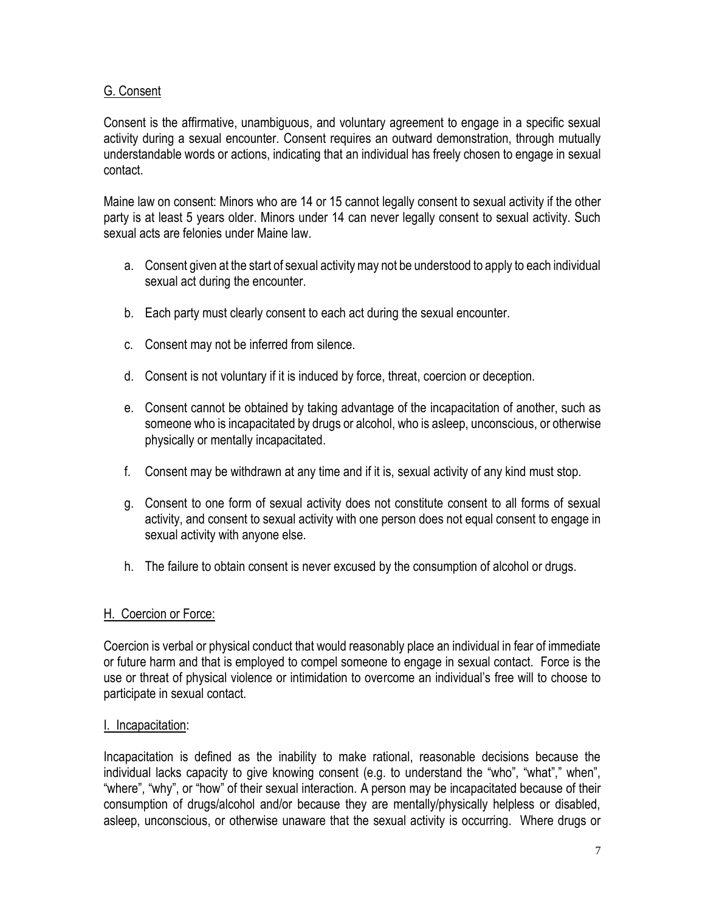## G. Consent

Consent is the affirmative, unambiguous, and voluntary agreement to engage in a specific sexual activity during a sexual encounter. Consent requires an outward demonstration, through mutually understandable words or actions, indicating that an individual has freely chosen to engage in sexual contact.

Maine law on consent: Minors who are 14 or 15 cannot legally consent to sexual activity if the other party is at least 5 years older. Minors under 14 can never legally consent to sexual activity. Such sexual acts are felonies under Maine law.

a. Consent given at the start of sexual activity may not be understood to apply to each individual sexual act during the encounter.

b. Each party must clearly consent to each act during the sexual encounter.

c. Consent may not be inferred from silence.

d. Consent is not voluntary if it is induced by force, threat, coercion or deception.

e. Consent cannot be obtained by taking advantage of the incapacitation of another, such as someone who is incapacitated by drugs or alcohol, who is asleep, unconscious, or otherwise physically or mentally incapacitated.

f. Consent may be withdrawn at any time and if it is, sexual activity of any kind must stop.

g. Consent to one form of sexual activity does not constitute consent to all forms of sexual activity, and consent to sexual activity with one person does not equal consent to engage in sexual activity with anyone else.

h. The failure to obtain consent is never excused by the consumption of alcohol or drugs.

## H. Coercion or Force:

Coercion is verbal or physical conduct that would reasonably place an individual in fear of immediate or future harm and that is employed to compel someone to engage in sexual contact. Force is the use or threat of physical violence or intimidation to overcome an individual's free will to choose to participate in sexual contact.

## I. Incapacitation:

Incapacitation is defined as the inability to make rational, reasonable decisions because the individual lacks capacity to give knowing consent (e.g. to understand the "who", "what"," when", "where", "why", or "how" of their sexual interaction. A person may be incapacitated because of their consumption of drugs/alcohol and/or because they are mentally/physically helpless or disabled, asleep, unconscious, or otherwise unaware that the sexual activity is occurring. Where drugs or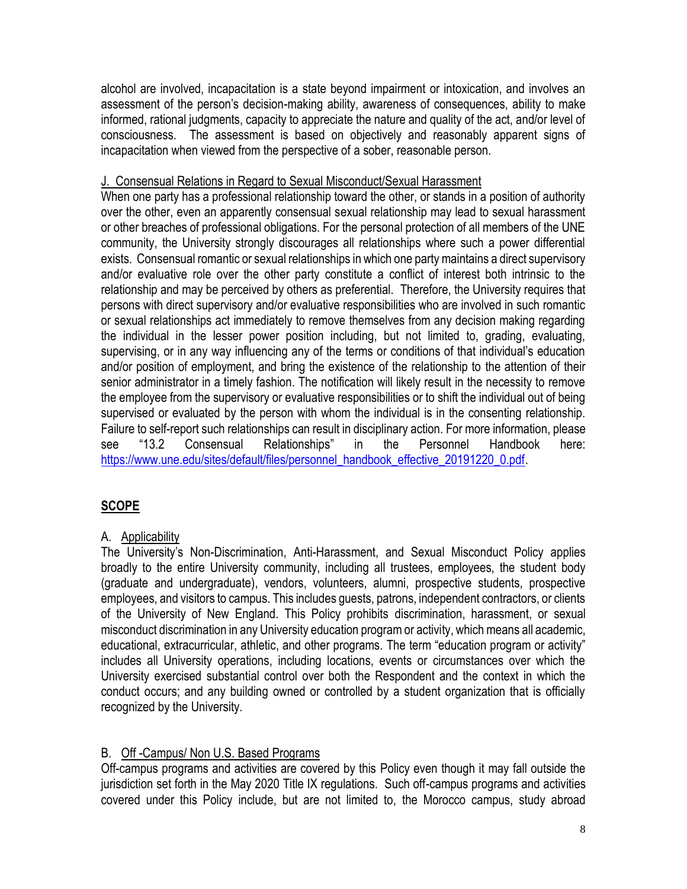alcohol are involved, incapacitation is a state beyond impairment or intoxication, and involves an assessment of the person's decision-making ability, awareness of consequences, ability to make informed, rational judgments, capacity to appreciate the nature and quality of the act, and/or level of consciousness. The assessment is based on objectively and reasonably apparent signs of incapacitation when viewed from the perspective of a sober, reasonable person.

J. Consensual Relations in Regard to Sexual Misconduct/Sexual Harassment

When one party has a professional relationship toward the other, or stands in a position of authority over the other, even an apparently consensual sexual relationship may lead to sexual harassment or other breaches of professional obligations. For the personal protection of all members of the UNE community, the University strongly discourages all relationships where such a power differential exists. Consensual romantic or sexual relationships in which one party maintains a direct supervisory and/or evaluative role over the other party constitute a conflict of interest both intrinsic to the relationship and may be perceived by others as preferential. Therefore, the University requires that persons with direct supervisory and/or evaluative responsibilities who are involved in such romantic or sexual relationships act immediately to remove themselves from any decision making regarding the individual in the lesser power position including, but not limited to, grading, evaluating, supervising, or in any way influencing any of the terms or conditions of that individual's education and/or position of employment, and bring the existence of the relationship to the attention of their senior administrator in a timely fashion. The notification will likely result in the necessity to remove the employee from the supervisory or evaluative responsibilities or to shift the individual out of being supervised or evaluated by the person with whom the individual is in the consenting relationship. Failure to self-report such relationships can result in disciplinary action. For more information, please see "13.2 Consensual Relationships" in the Personnel Handbook here: https://www.une.edu/sites/default/files/personnel_handbook_effective_20191220_0.pdf.

## SCOPE

A. Applicability

The University's Non-Discrimination, Anti-Harassment, and Sexual Misconduct Policy applies broadly to the entire University community, including all trustees, employees, the student body (graduate and undergraduate), vendors, volunteers, alumni, prospective students, prospective employees, and visitors to campus. This includes guests, patrons, independent contractors, or clients of the University of New England. This Policy prohibits discrimination, harassment, or sexual misconduct discrimination in any University education program or activity, which means all academic, educational, extracurricular, athletic, and other programs. The term "education program or activity" includes all University operations, including locations, events or circumstances over which the University exercised substantial control over both the Respondent and the context in which the conduct occurs; and any building owned or controlled by a student organization that is officially recognized by the University.

B. Off -Campus/ Non U.S. Based Programs

Off-campus programs and activities are covered by this Policy even though it may fall outside the jurisdiction set forth in the May 2020 Title IX regulations. Such off-campus programs and activities covered under this Policy include, but are not limited to, the Morocco campus, study abroad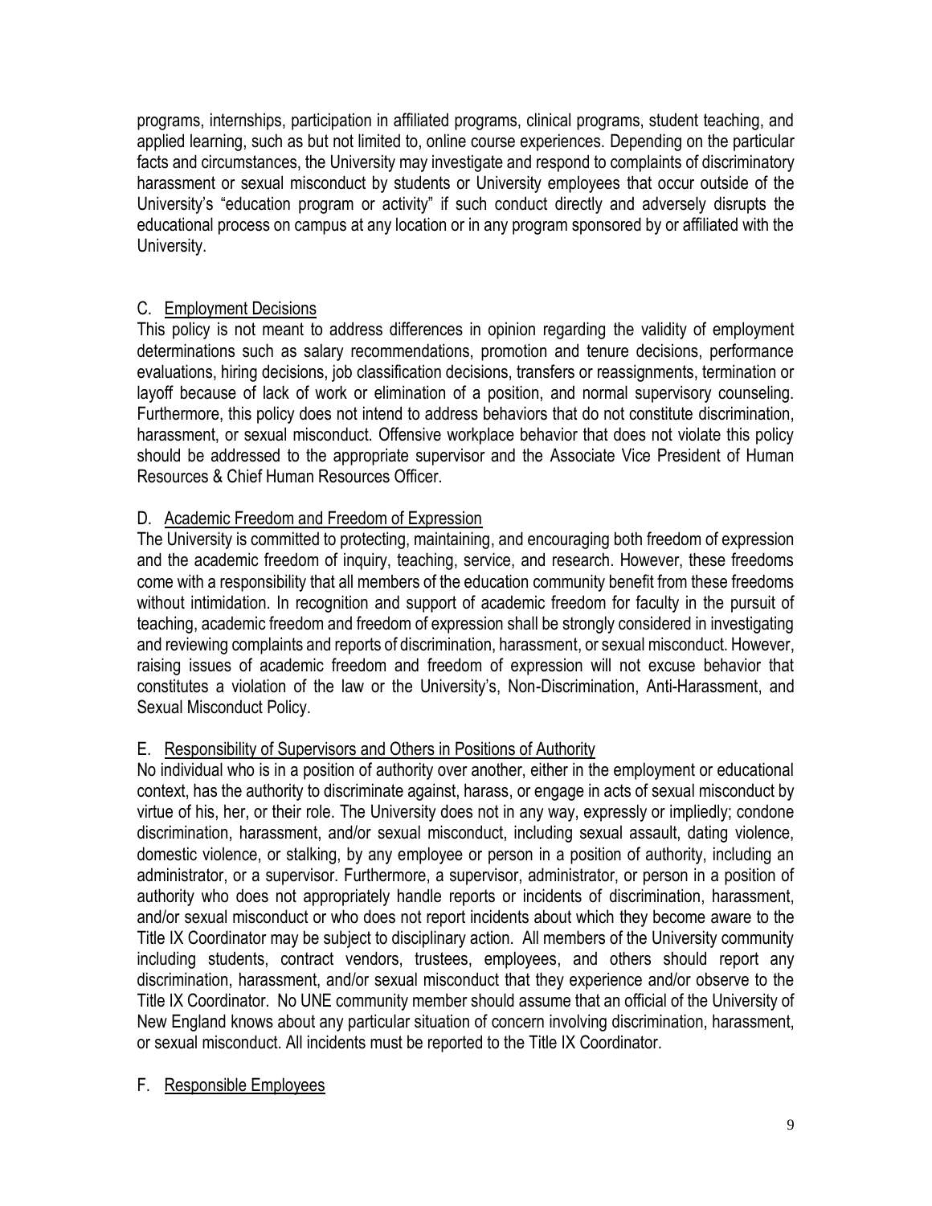programs, internships, participation in affiliated programs, clinical programs, student teaching, and applied learning, such as but not limited to, online course experiences. Depending on the particular facts and circumstances, the University may investigate and respond to complaints of discriminatory harassment or sexual misconduct by students or University employees that occur outside of the University's "education program or activity" if such conduct directly and adversely disrupts the educational process on campus at any location or in any program sponsored by or affiliated with the University.

### C. Employment Decisions

This policy is not meant to address differences in opinion regarding the validity of employment determinations such as salary recommendations, promotion and tenure decisions, performance evaluations, hiring decisions, job classification decisions, transfers or reassignments, termination or layoff because of lack of work or elimination of a position, and normal supervisory counseling. Furthermore, this policy does not intend to address behaviors that do not constitute discrimination, harassment, or sexual misconduct. Offensive workplace behavior that does not violate this policy should be addressed to the appropriate supervisor and the Associate Vice President of Human Resources & Chief Human Resources Officer.

### D. Academic Freedom and Freedom of Expression

The University is committed to protecting, maintaining, and encouraging both freedom of expression and the academic freedom of inquiry, teaching, service, and research. However, these freedoms come with a responsibility that all members of the education community benefit from these freedoms without intimidation. In recognition and support of academic freedom for faculty in the pursuit of teaching, academic freedom and freedom of expression shall be strongly considered in investigating and reviewing complaints and reports of discrimination, harassment, or sexual misconduct. However, raising issues of academic freedom and freedom of expression will not excuse behavior that constitutes a violation of the law or the University's, Non-Discrimination, Anti-Harassment, and Sexual Misconduct Policy.

### E. Responsibility of Supervisors and Others in Positions of Authority

No individual who is in a position of authority over another, either in the employment or educational context, has the authority to discriminate against, harass, or engage in acts of sexual misconduct by virtue of his, her, or their role. The University does not in any way, expressly or impliedly; condone discrimination, harassment, and/or sexual misconduct, including sexual assault, dating violence, domestic violence, or stalking, by any employee or person in a position of authority, including an administrator, or a supervisor. Furthermore, a supervisor, administrator, or person in a position of authority who does not appropriately handle reports or incidents of discrimination, harassment, and/or sexual misconduct or who does not report incidents about which they become aware to the Title IX Coordinator may be subject to disciplinary action. All members of the University community including students, contract vendors, trustees, employees, and others should report any discrimination, harassment, and/or sexual misconduct that they experience and/or observe to the Title IX Coordinator. No UNE community member should assume that an official of the University of New England knows about any particular situation of concern involving discrimination, harassment, or sexual misconduct. All incidents must be reported to the Title IX Coordinator.

### F. Responsible Employees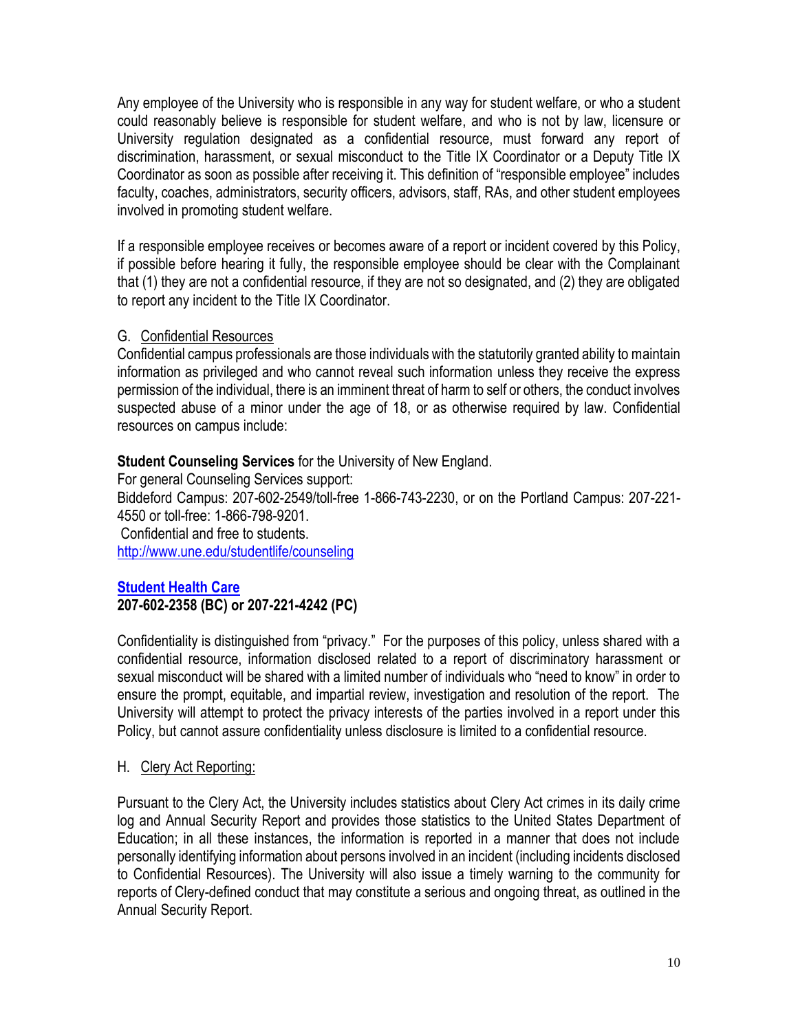Any employee of the University who is responsible in any way for student welfare, or who a student could reasonably believe is responsible for student welfare, and who is not by law, licensure or University regulation designated as a confidential resource, must forward any report of discrimination, harassment, or sexual misconduct to the Title IX Coordinator or a Deputy Title IX Coordinator as soon as possible after receiving it. This definition of "responsible employee" includes faculty, coaches, administrators, security officers, advisors, staff, RAs, and other student employees involved in promoting student welfare.

If a responsible employee receives or becomes aware of a report or incident covered by this Policy, if possible before hearing it fully, the responsible employee should be clear with the Complainant that (1) they are not a confidential resource, if they are not so designated, and (2) they are obligated to report any incident to the Title IX Coordinator.

### G. Confidential Resources

Confidential campus professionals are those individuals with the statutorily granted ability to maintain information as privileged and who cannot reveal such information unless they receive the express permission of the individual, there is an imminent threat of harm to self or others, the conduct involves suspected abuse of a minor under the age of 18, or as otherwise required by law. Confidential resources on campus include:

**Student Counseling Services** for the University of New England.
For general Counseling Services support:
Biddeford Campus: 207-602-2549/toll-free 1-866-743-2230, or on the Portland Campus: 207-221-4550 or toll-free: 1-866-798-9201.
Confidential and free to students.
http://www.une.edu/studentlife/counseling

**Student Health Care**
**207-602-2358 (BC) or 207-221-4242 (PC)**

Confidentiality is distinguished from "privacy." For the purposes of this policy, unless shared with a confidential resource, information disclosed related to a report of discriminatory harassment or sexual misconduct will be shared with a limited number of individuals who "need to know" in order to ensure the prompt, equitable, and impartial review, investigation and resolution of the report. The University will attempt to protect the privacy interests of the parties involved in a report under this Policy, but cannot assure confidentiality unless disclosure is limited to a confidential resource.

### H. Clery Act Reporting:

Pursuant to the Clery Act, the University includes statistics about Clery Act crimes in its daily crime log and Annual Security Report and provides those statistics to the United States Department of Education; in all these instances, the information is reported in a manner that does not include personally identifying information about persons involved in an incident (including incidents disclosed to Confidential Resources). The University will also issue a timely warning to the community for reports of Clery-defined conduct that may constitute a serious and ongoing threat, as outlined in the Annual Security Report.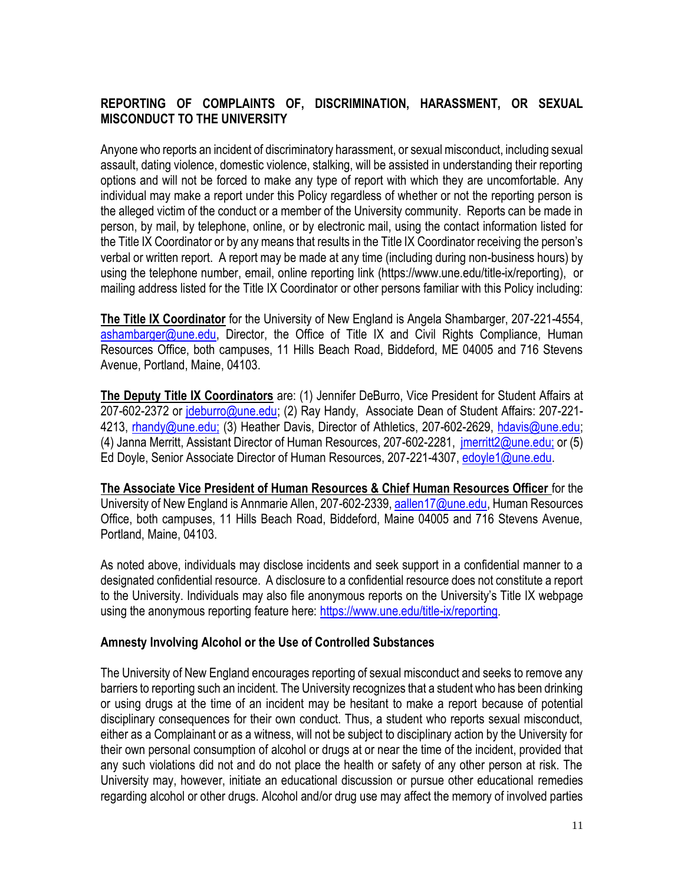## REPORTING OF COMPLAINTS OF, DISCRIMINATION, HARASSMENT, OR SEXUAL MISCONDUCT TO THE UNIVERSITY

Anyone who reports an incident of discriminatory harassment, or sexual misconduct, including sexual assault, dating violence, domestic violence, stalking, will be assisted in understanding their reporting options and will not be forced to make any type of report with which they are uncomfortable. Any individual may make a report under this Policy regardless of whether or not the reporting person is the alleged victim of the conduct or a member of the University community. Reports can be made in person, by mail, by telephone, online, or by electronic mail, using the contact information listed for the Title IX Coordinator or by any means that results in the Title IX Coordinator receiving the person's verbal or written report. A report may be made at any time (including during non-business hours) by using the telephone number, email, online reporting link (https://www.une.edu/title-ix/reporting), or mailing address listed for the Title IX Coordinator or other persons familiar with this Policy including:

**The Title IX Coordinator** for the University of New England is Angela Shambarger, 207-221-4554, ashambarger@une.edu, Director, the Office of Title IX and Civil Rights Compliance, Human Resources Office, both campuses, 11 Hills Beach Road, Biddeford, ME 04005 and 716 Stevens Avenue, Portland, Maine, 04103.

**The Deputy Title IX Coordinators** are: (1) Jennifer DeBurro, Vice President for Student Affairs at 207-602-2372 or jdeburro@une.edu; (2) Ray Handy, Associate Dean of Student Affairs: 207-221-4213, rhandy@une.edu; (3) Heather Davis, Director of Athletics, 207-602-2629, hdavis@une.edu; (4) Janna Merritt, Assistant Director of Human Resources, 207-602-2281, jmerritt2@une.edu; or (5) Ed Doyle, Senior Associate Director of Human Resources, 207-221-4307, edoyle1@une.edu.

**The Associate Vice President of Human Resources & Chief Human Resources Officer** for the University of New England is Annmarie Allen, 207-602-2339, aallen17@une.edu, Human Resources Office, both campuses, 11 Hills Beach Road, Biddeford, Maine 04005 and 716 Stevens Avenue, Portland, Maine, 04103.

As noted above, individuals may disclose incidents and seek support in a confidential manner to a designated confidential resource. A disclosure to a confidential resource does not constitute a report to the University. Individuals may also file anonymous reports on the University's Title IX webpage using the anonymous reporting feature here: https://www.une.edu/title-ix/reporting.

### Amnesty Involving Alcohol or the Use of Controlled Substances

The University of New England encourages reporting of sexual misconduct and seeks to remove any barriers to reporting such an incident. The University recognizes that a student who has been drinking or using drugs at the time of an incident may be hesitant to make a report because of potential disciplinary consequences for their own conduct. Thus, a student who reports sexual misconduct, either as a Complainant or as a witness, will not be subject to disciplinary action by the University for their own personal consumption of alcohol or drugs at or near the time of the incident, provided that any such violations did not and do not place the health or safety of any other person at risk. The University may, however, initiate an educational discussion or pursue other educational remedies regarding alcohol or other drugs. Alcohol and/or drug use may affect the memory of involved parties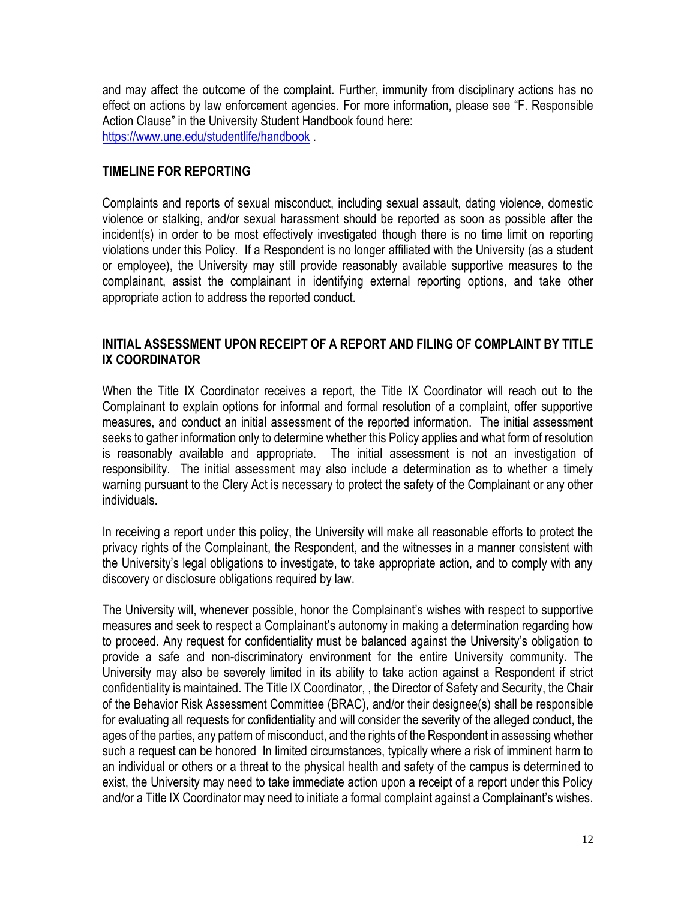and may affect the outcome of the complaint. Further, immunity from disciplinary actions has no effect on actions by law enforcement agencies. For more information, please see "F. Responsible Action Clause" in the University Student Handbook found here: https://www.une.edu/studentlife/handbook .

## TIMELINE FOR REPORTING

Complaints and reports of sexual misconduct, including sexual assault, dating violence, domestic violence or stalking, and/or sexual harassment should be reported as soon as possible after the incident(s) in order to be most effectively investigated though there is no time limit on reporting violations under this Policy. If a Respondent is no longer affiliated with the University (as a student or employee), the University may still provide reasonably available supportive measures to the complainant, assist the complainant in identifying external reporting options, and take other appropriate action to address the reported conduct.

## INITIAL ASSESSMENT UPON RECEIPT OF A REPORT AND FILING OF COMPLAINT BY TITLE IX COORDINATOR

When the Title IX Coordinator receives a report, the Title IX Coordinator will reach out to the Complainant to explain options for informal and formal resolution of a complaint, offer supportive measures, and conduct an initial assessment of the reported information. The initial assessment seeks to gather information only to determine whether this Policy applies and what form of resolution is reasonably available and appropriate. The initial assessment is not an investigation of responsibility. The initial assessment may also include a determination as to whether a timely warning pursuant to the Clery Act is necessary to protect the safety of the Complainant or any other individuals.

In receiving a report under this policy, the University will make all reasonable efforts to protect the privacy rights of the Complainant, the Respondent, and the witnesses in a manner consistent with the University's legal obligations to investigate, to take appropriate action, and to comply with any discovery or disclosure obligations required by law.

The University will, whenever possible, honor the Complainant's wishes with respect to supportive measures and seek to respect a Complainant's autonomy in making a determination regarding how to proceed. Any request for confidentiality must be balanced against the University's obligation to provide a safe and non-discriminatory environment for the entire University community. The University may also be severely limited in its ability to take action against a Respondent if strict confidentiality is maintained. The Title IX Coordinator, , the Director of Safety and Security, the Chair of the Behavior Risk Assessment Committee (BRAC), and/or their designee(s) shall be responsible for evaluating all requests for confidentiality and will consider the severity of the alleged conduct, the ages of the parties, any pattern of misconduct, and the rights of the Respondent in assessing whether such a request can be honored In limited circumstances, typically where a risk of imminent harm to an individual or others or a threat to the physical health and safety of the campus is determined to exist, the University may need to take immediate action upon a receipt of a report under this Policy and/or a Title IX Coordinator may need to initiate a formal complaint against a Complainant's wishes.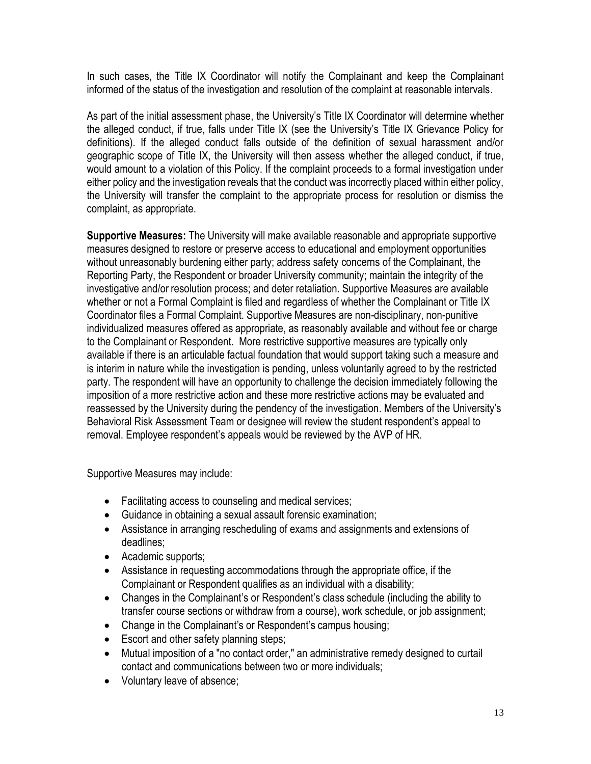In such cases, the Title IX Coordinator will notify the Complainant and keep the Complainant informed of the status of the investigation and resolution of the complaint at reasonable intervals.

As part of the initial assessment phase, the University's Title IX Coordinator will determine whether the alleged conduct, if true, falls under Title IX (see the University's Title IX Grievance Policy for definitions). If the alleged conduct falls outside of the definition of sexual harassment and/or geographic scope of Title IX, the University will then assess whether the alleged conduct, if true, would amount to a violation of this Policy. If the complaint proceeds to a formal investigation under either policy and the investigation reveals that the conduct was incorrectly placed within either policy, the University will transfer the complaint to the appropriate process for resolution or dismiss the complaint, as appropriate.

**Supportive Measures:** The University will make available reasonable and appropriate supportive measures designed to restore or preserve access to educational and employment opportunities without unreasonably burdening either party; address safety concerns of the Complainant, the Reporting Party, the Respondent or broader University community; maintain the integrity of the investigative and/or resolution process; and deter retaliation. Supportive Measures are available whether or not a Formal Complaint is filed and regardless of whether the Complainant or Title IX Coordinator files a Formal Complaint. Supportive Measures are non-disciplinary, non-punitive individualized measures offered as appropriate, as reasonably available and without fee or charge to the Complainant or Respondent. More restrictive supportive measures are typically only available if there is an articulable factual foundation that would support taking such a measure and is interim in nature while the investigation is pending, unless voluntarily agreed to by the restricted party. The respondent will have an opportunity to challenge the decision immediately following the imposition of a more restrictive action and these more restrictive actions may be evaluated and reassessed by the University during the pendency of the investigation. Members of the University's Behavioral Risk Assessment Team or designee will review the student respondent's appeal to removal. Employee respondent's appeals would be reviewed by the AVP of HR.

Supportive Measures may include:

- Facilitating access to counseling and medical services;
- Guidance in obtaining a sexual assault forensic examination;
- Assistance in arranging rescheduling of exams and assignments and extensions of deadlines;
- Academic supports;
- Assistance in requesting accommodations through the appropriate office, if the Complainant or Respondent qualifies as an individual with a disability;
- Changes in the Complainant's or Respondent's class schedule (including the ability to transfer course sections or withdraw from a course), work schedule, or job assignment;
- Change in the Complainant's or Respondent's campus housing;
- Escort and other safety planning steps;
- Mutual imposition of a "no contact order," an administrative remedy designed to curtail contact and communications between two or more individuals;
- Voluntary leave of absence;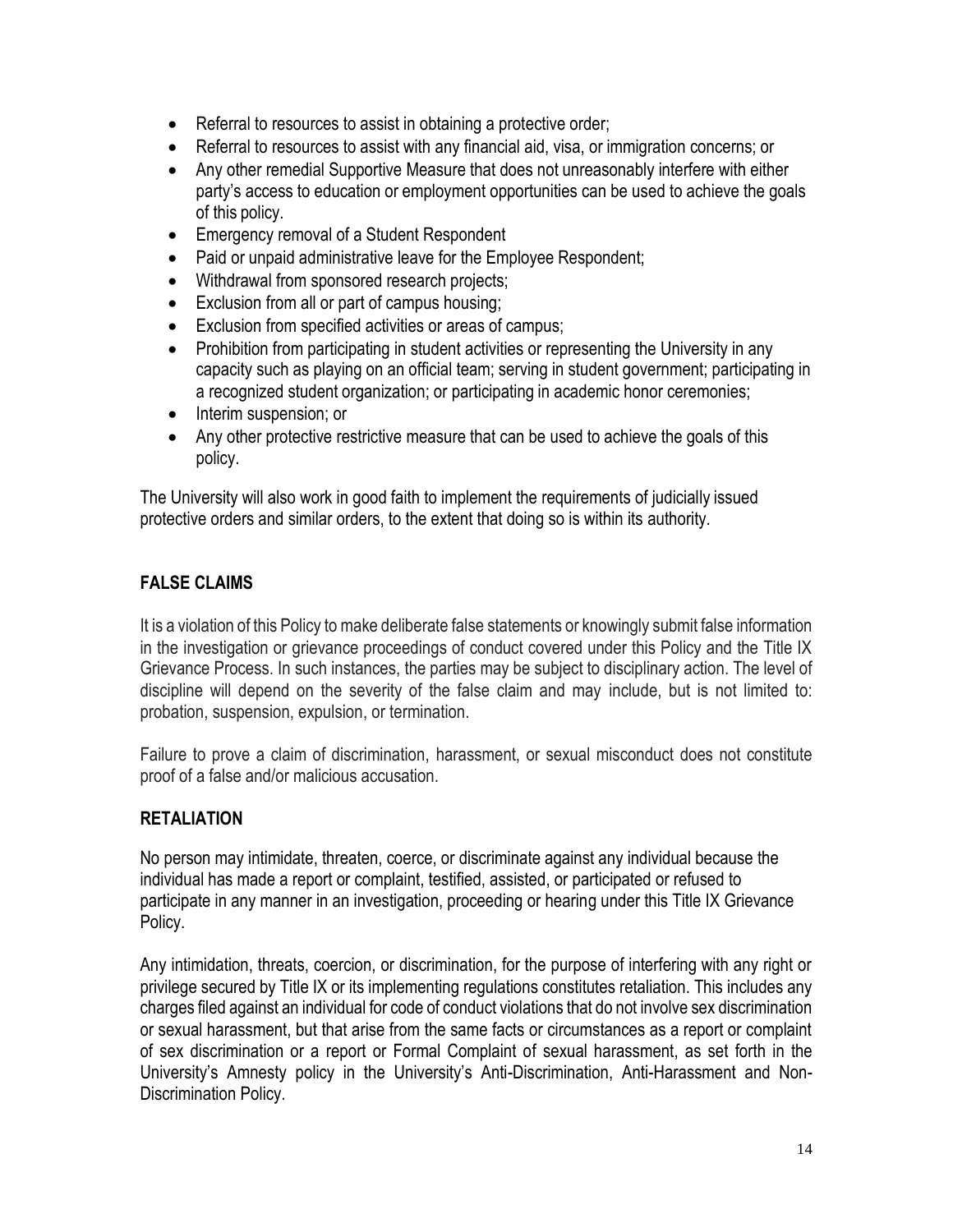- Referral to resources to assist in obtaining a protective order;
- Referral to resources to assist with any financial aid, visa, or immigration concerns; or
- Any other remedial Supportive Measure that does not unreasonably interfere with either party's access to education or employment opportunities can be used to achieve the goals of this policy.
- Emergency removal of a Student Respondent
- Paid or unpaid administrative leave for the Employee Respondent;
- Withdrawal from sponsored research projects;
- Exclusion from all or part of campus housing;
- Exclusion from specified activities or areas of campus;
- Prohibition from participating in student activities or representing the University in any capacity such as playing on an official team; serving in student government; participating in a recognized student organization; or participating in academic honor ceremonies;
- Interim suspension; or
- Any other protective restrictive measure that can be used to achieve the goals of this policy.

The University will also work in good faith to implement the requirements of judicially issued protective orders and similar orders, to the extent that doing so is within its authority.

## FALSE CLAIMS

It is a violation of this Policy to make deliberate false statements or knowingly submit false information in the investigation or grievance proceedings of conduct covered under this Policy and the Title IX Grievance Process. In such instances, the parties may be subject to disciplinary action. The level of discipline will depend on the severity of the false claim and may include, but is not limited to: probation, suspension, expulsion, or termination.

Failure to prove a claim of discrimination, harassment, or sexual misconduct does not constitute proof of a false and/or malicious accusation.

## RETALIATION

No person may intimidate, threaten, coerce, or discriminate against any individual because the individual has made a report or complaint, testified, assisted, or participated or refused to participate in any manner in an investigation, proceeding or hearing under this Title IX Grievance Policy.

Any intimidation, threats, coercion, or discrimination, for the purpose of interfering with any right or privilege secured by Title IX or its implementing regulations constitutes retaliation. This includes any charges filed against an individual for code of conduct violations that do not involve sex discrimination or sexual harassment, but that arise from the same facts or circumstances as a report or complaint of sex discrimination or a report or Formal Complaint of sexual harassment, as set forth in the University's Amnesty policy in the University's Anti-Discrimination, Anti-Harassment and Non-Discrimination Policy.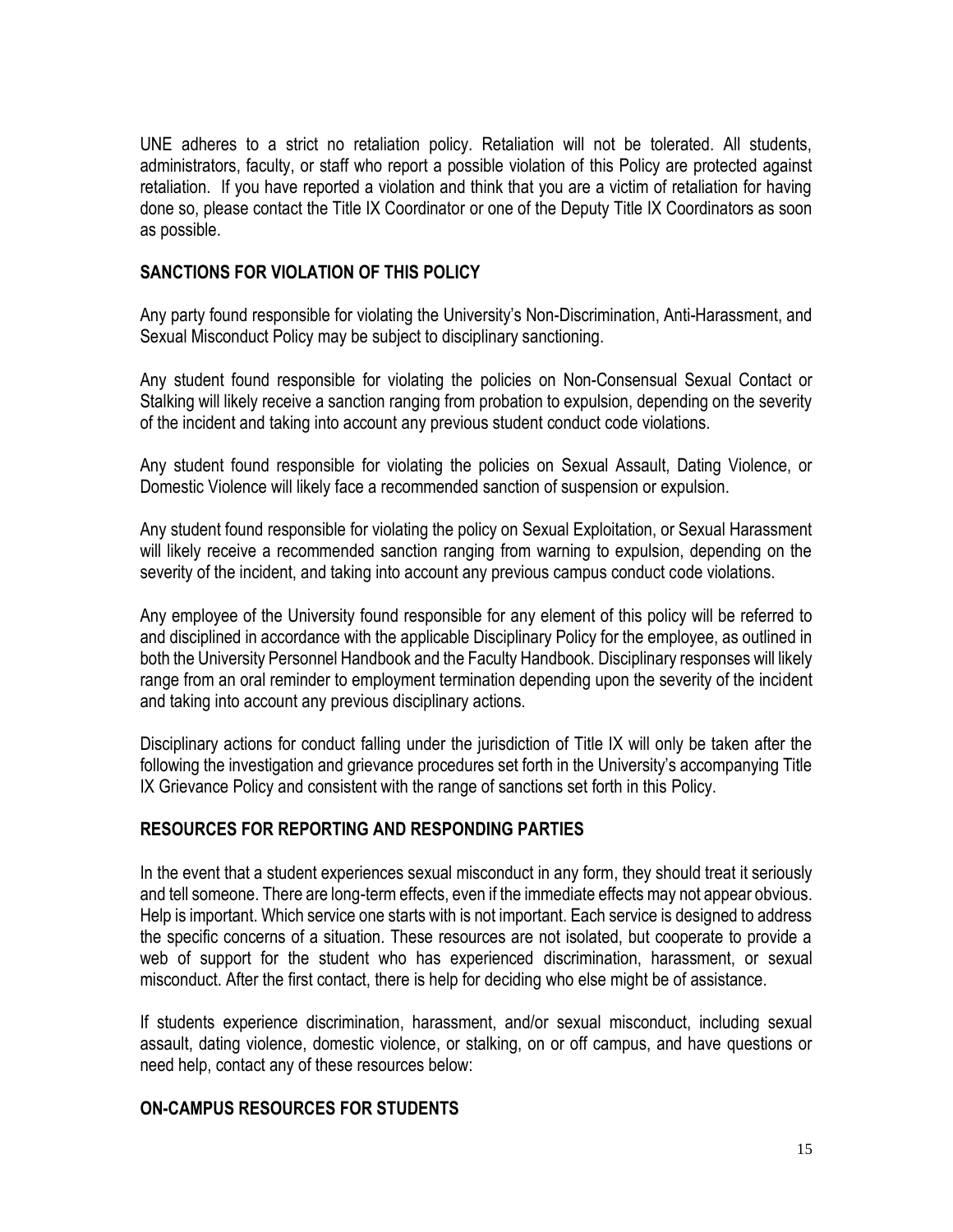UNE adheres to a strict no retaliation policy. Retaliation will not be tolerated. All students, administrators, faculty, or staff who report a possible violation of this Policy are protected against retaliation. If you have reported a violation and think that you are a victim of retaliation for having done so, please contact the Title IX Coordinator or one of the Deputy Title IX Coordinators as soon as possible.

## SANCTIONS FOR VIOLATION OF THIS POLICY

Any party found responsible for violating the University's Non-Discrimination, Anti-Harassment, and Sexual Misconduct Policy may be subject to disciplinary sanctioning.

Any student found responsible for violating the policies on Non-Consensual Sexual Contact or Stalking will likely receive a sanction ranging from probation to expulsion, depending on the severity of the incident and taking into account any previous student conduct code violations.

Any student found responsible for violating the policies on Sexual Assault, Dating Violence, or Domestic Violence will likely face a recommended sanction of suspension or expulsion.

Any student found responsible for violating the policy on Sexual Exploitation, or Sexual Harassment will likely receive a recommended sanction ranging from warning to expulsion, depending on the severity of the incident, and taking into account any previous campus conduct code violations.

Any employee of the University found responsible for any element of this policy will be referred to and disciplined in accordance with the applicable Disciplinary Policy for the employee, as outlined in both the University Personnel Handbook and the Faculty Handbook. Disciplinary responses will likely range from an oral reminder to employment termination depending upon the severity of the incident and taking into account any previous disciplinary actions.

Disciplinary actions for conduct falling under the jurisdiction of Title IX will only be taken after the following the investigation and grievance procedures set forth in the University's accompanying Title IX Grievance Policy and consistent with the range of sanctions set forth in this Policy.

## RESOURCES FOR REPORTING AND RESPONDING PARTIES

In the event that a student experiences sexual misconduct in any form, they should treat it seriously and tell someone. There are long-term effects, even if the immediate effects may not appear obvious. Help is important. Which service one starts with is not important. Each service is designed to address the specific concerns of a situation. These resources are not isolated, but cooperate to provide a web of support for the student who has experienced discrimination, harassment, or sexual misconduct. After the first contact, there is help for deciding who else might be of assistance.

If students experience discrimination, harassment, and/or sexual misconduct, including sexual assault, dating violence, domestic violence, or stalking, on or off campus, and have questions or need help, contact any of these resources below:

## ON-CAMPUS RESOURCES FOR STUDENTS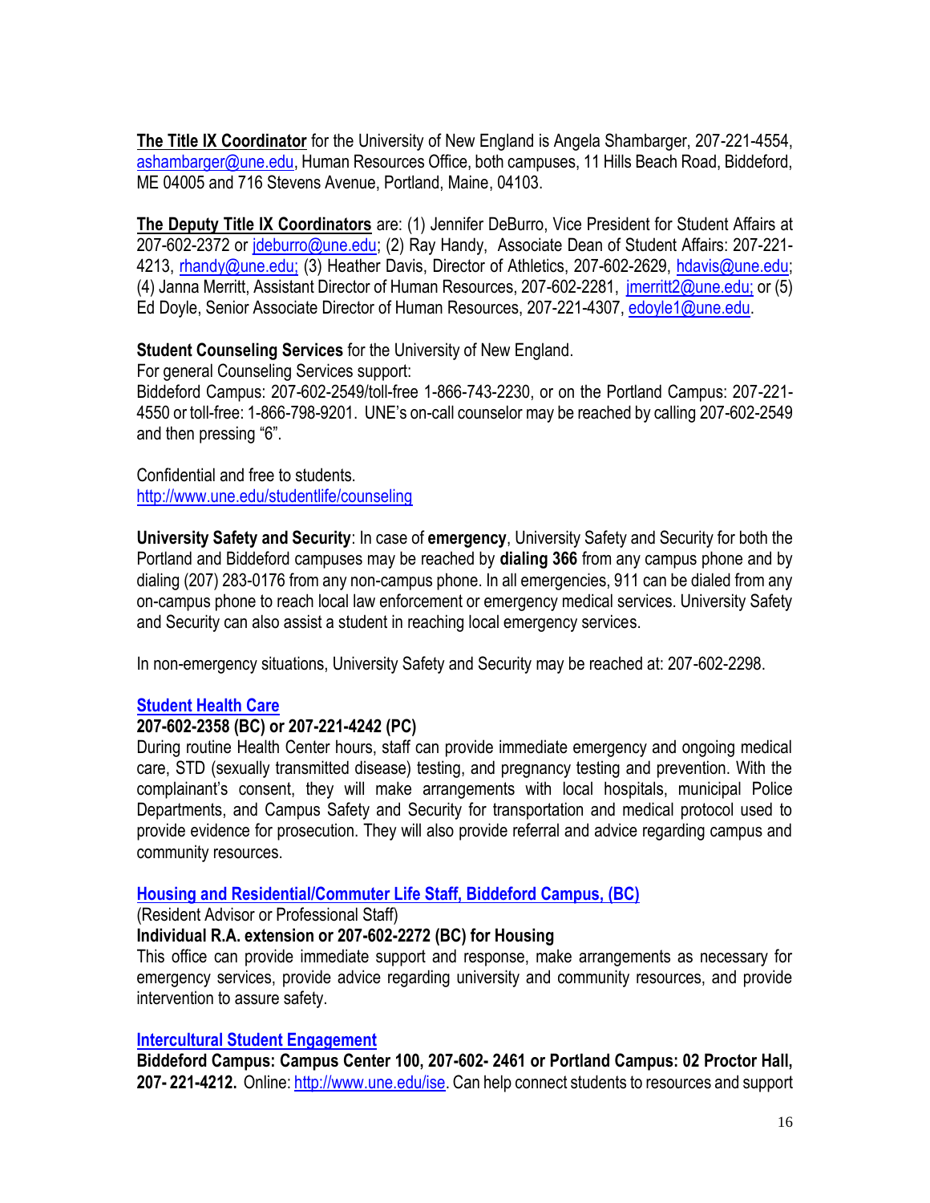**The Title IX Coordinator** for the University of New England is Angela Shambarger, 207-221-4554, ashambarger@une.edu, Human Resources Office, both campuses, 11 Hills Beach Road, Biddeford, ME 04005 and 716 Stevens Avenue, Portland, Maine, 04103.

**The Deputy Title IX Coordinators** are: (1) Jennifer DeBurro, Vice President for Student Affairs at 207-602-2372 or jdeburro@une.edu; (2) Ray Handy, Associate Dean of Student Affairs: 207-221-4213, rhandy@une.edu; (3) Heather Davis, Director of Athletics, 207-602-2629, hdavis@une.edu; (4) Janna Merritt, Assistant Director of Human Resources, 207-602-2281, jmerritt2@une.edu; or (5) Ed Doyle, Senior Associate Director of Human Resources, 207-221-4307, edoyle1@une.edu.

**Student Counseling Services** for the University of New England.
For general Counseling Services support:
Biddeford Campus: 207-602-2549/toll-free 1-866-743-2230, or on the Portland Campus: 207-221-4550 or toll-free: 1-866-798-9201. UNE's on-call counselor may be reached by calling 207-602-2549 and then pressing "6".

Confidential and free to students.
http://www.une.edu/studentlife/counseling

**University Safety and Security**: In case of **emergency**, University Safety and Security for both the Portland and Biddeford campuses may be reached by **dialing 366** from any campus phone and by dialing (207) 283-0176 from any non-campus phone. In all emergencies, 911 can be dialed from any on-campus phone to reach local law enforcement or emergency medical services. University Safety and Security can also assist a student in reaching local emergency services.

In non-emergency situations, University Safety and Security may be reached at: 207-602-2298.

**Student Health Care**

**207-602-2358 (BC) or 207-221-4242 (PC)**

During routine Health Center hours, staff can provide immediate emergency and ongoing medical care, STD (sexually transmitted disease) testing, and pregnancy testing and prevention. With the complainant's consent, they will make arrangements with local hospitals, municipal Police Departments, and Campus Safety and Security for transportation and medical protocol used to provide evidence for prosecution. They will also provide referral and advice regarding campus and community resources.

**Housing and Residential/Commuter Life Staff, Biddeford Campus, (BC)**

(Resident Advisor or Professional Staff)

**Individual R.A. extension or 207-602-2272 (BC) for Housing**

This office can provide immediate support and response, make arrangements as necessary for emergency services, provide advice regarding university and community resources, and provide intervention to assure safety.

**Intercultural Student Engagement**

**Biddeford Campus: Campus Center 100, 207-602- 2461 or Portland Campus: 02 Proctor Hall, 207- 221-4212.** Online: http://www.une.edu/ise. Can help connect students to resources and support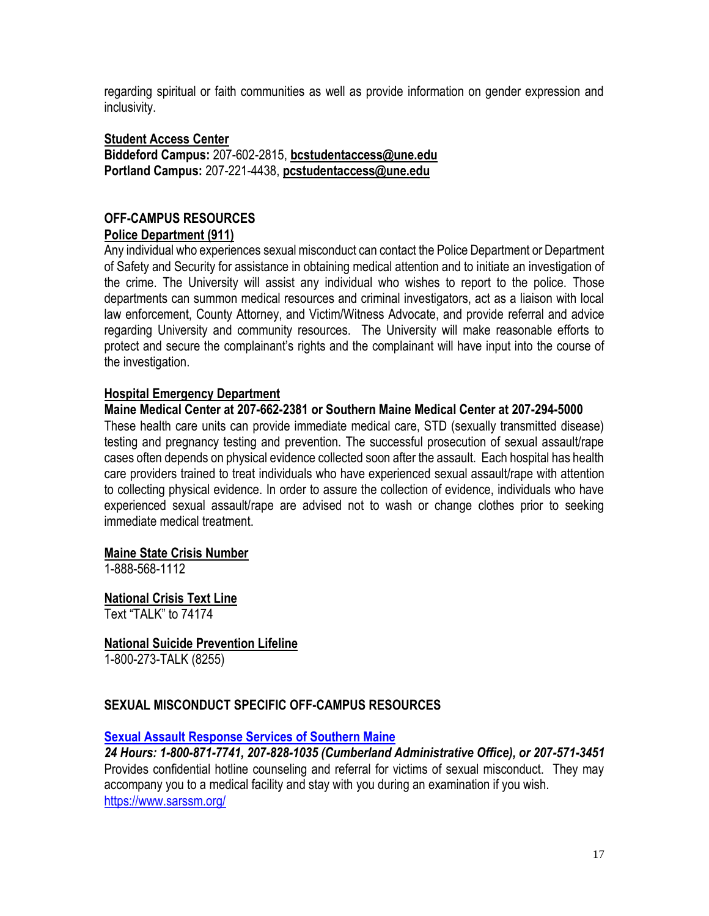regarding spiritual or faith communities as well as provide information on gender expression and inclusivity.

**Student Access Center**
**Biddeford Campus:** 207-602-2815, **bcstudentaccess@une.edu**
**Portland Campus:** 207-221-4438, **pcstudentaccess@une.edu**

## OFF-CAMPUS RESOURCES

**Police Department (911)**

Any individual who experiences sexual misconduct can contact the Police Department or Department of Safety and Security for assistance in obtaining medical attention and to initiate an investigation of the crime. The University will assist any individual who wishes to report to the police. Those departments can summon medical resources and criminal investigators, act as a liaison with local law enforcement, County Attorney, and Victim/Witness Advocate, and provide referral and advice regarding University and community resources. The University will make reasonable efforts to protect and secure the complainant's rights and the complainant will have input into the course of the investigation.

**Hospital Emergency Department**

**Maine Medical Center at 207-662-2381 or Southern Maine Medical Center at 207-294-5000**

These health care units can provide immediate medical care, STD (sexually transmitted disease) testing and pregnancy testing and prevention. The successful prosecution of sexual assault/rape cases often depends on physical evidence collected soon after the assault. Each hospital has health care providers trained to treat individuals who have experienced sexual assault/rape with attention to collecting physical evidence. In order to assure the collection of evidence, individuals who have experienced sexual assault/rape are advised not to wash or change clothes prior to seeking immediate medical treatment.

**Maine State Crisis Number**
1-888-568-1112

**National Crisis Text Line**
Text "TALK" to 74174

**National Suicide Prevention Lifeline**
1-800-273-TALK (8255)

## SEXUAL MISCONDUCT SPECIFIC OFF-CAMPUS RESOURCES

**Sexual Assault Response Services of Southern Maine**

***24 Hours: 1-800-871-7741, 207-828-1035 (Cumberland Administrative Office), or 207-571-3451***

Provides confidential hotline counseling and referral for victims of sexual misconduct. They may accompany you to a medical facility and stay with you during an examination if you wish.
https://www.sarssm.org/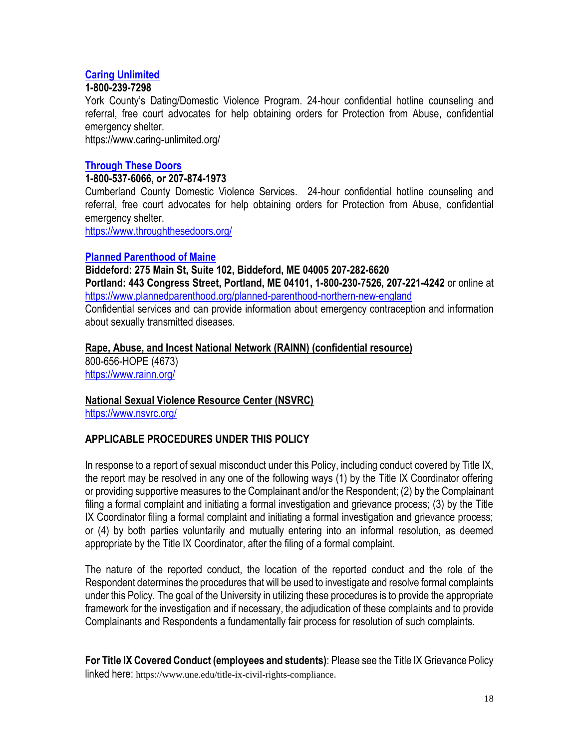**[Caring Unlimited](https://www.caring-unlimited.org/)**
**1-800-239-7298**
York County's Dating/Domestic Violence Program. 24-hour confidential hotline counseling and referral, free court advocates for help obtaining orders for Protection from Abuse, confidential emergency shelter.
https://www.caring-unlimited.org/

**[Through These Doors](https://www.throughthesedoors.org/)**
**1-800-537-6066, or 207-874-1973**
Cumberland County Domestic Violence Services. 24-hour confidential hotline counseling and referral, free court advocates for help obtaining orders for Protection from Abuse, confidential emergency shelter.
https://www.throughthesedoors.org/

**[Planned Parenthood of Maine](https://www.plannedparenthood.org/planned-parenthood-northern-new-england)**
**Biddeford: 275 Main St, Suite 102, Biddeford, ME 04005 207-282-6620**
**Portland: 443 Congress Street, Portland, ME 04101, 1-800-230-7526, 207-221-4242** or online at https://www.plannedparenthood.org/planned-parenthood-northern-new-england
Confidential services and can provide information about emergency contraception and information about sexually transmitted diseases.

**Rape, Abuse, and Incest National Network (RAINN) (confidential resource)**
800-656-HOPE (4673)
https://www.rainn.org/

**National Sexual Violence Resource Center (NSVRC)**
https://www.nsvrc.org/

## APPLICABLE PROCEDURES UNDER THIS POLICY

In response to a report of sexual misconduct under this Policy, including conduct covered by Title IX, the report may be resolved in any one of the following ways (1) by the Title IX Coordinator offering or providing supportive measures to the Complainant and/or the Respondent; (2) by the Complainant filing a formal complaint and initiating a formal investigation and grievance process; (3) by the Title IX Coordinator filing a formal complaint and initiating a formal investigation and grievance process; or (4) by both parties voluntarily and mutually entering into an informal resolution, as deemed appropriate by the Title IX Coordinator, after the filing of a formal complaint.

The nature of the reported conduct, the location of the reported conduct and the role of the Respondent determines the procedures that will be used to investigate and resolve formal complaints under this Policy. The goal of the University in utilizing these procedures is to provide the appropriate framework for the investigation and if necessary, the adjudication of these complaints and to provide Complainants and Respondents a fundamentally fair process for resolution of such complaints.

**For Title IX Covered Conduct (employees and students)**: Please see the Title IX Grievance Policy linked here: https://www.une.edu/title-ix-civil-rights-compliance.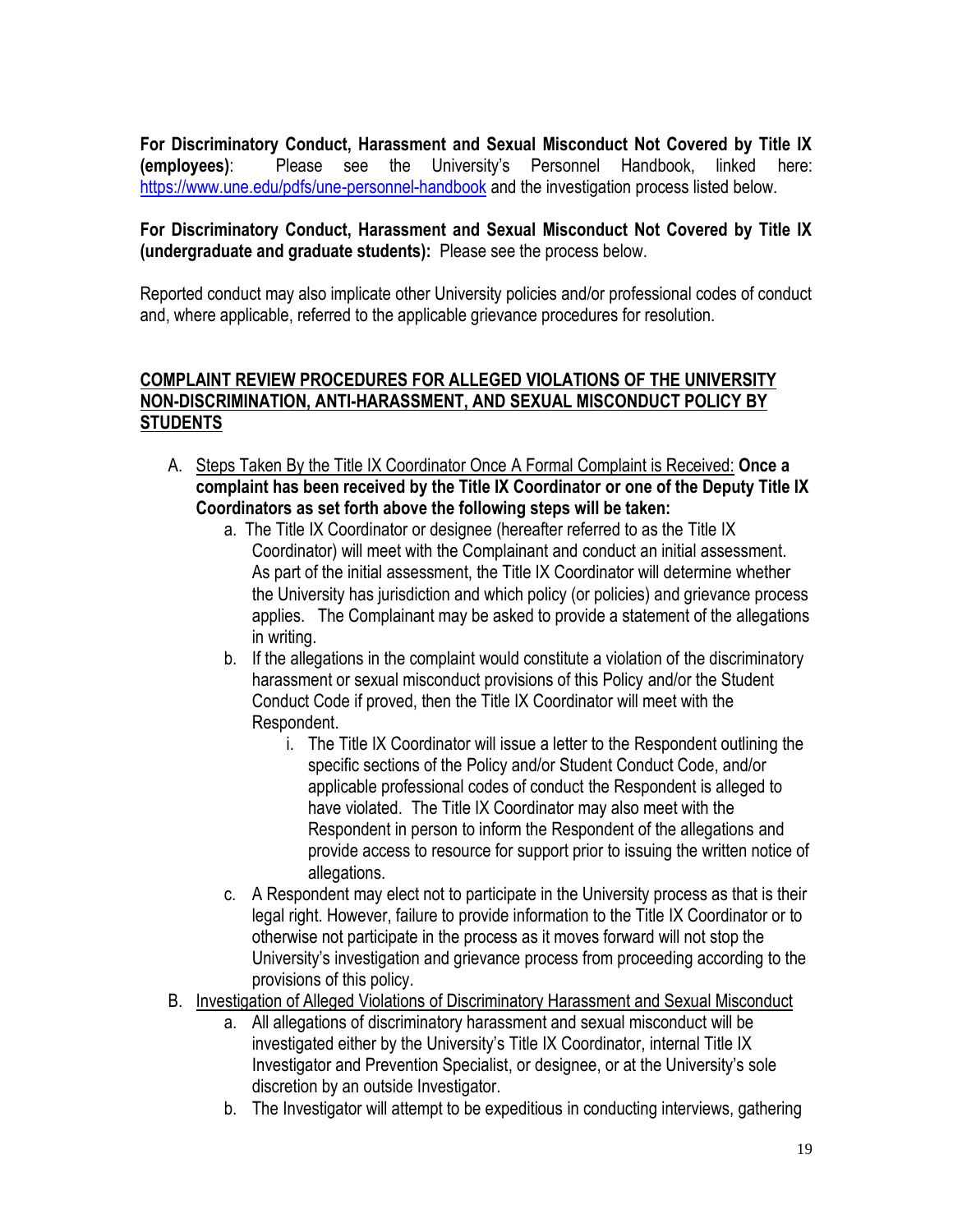**For Discriminatory Conduct, Harassment and Sexual Misconduct Not Covered by Title IX (employees)**: Please see the University's Personnel Handbook, linked here: [https://www.une.edu/pdfs/une-personnel-handbook](https://www.une.edu/pdfs/une-personnel-handbook) and the investigation process listed below.

**For Discriminatory Conduct, Harassment and Sexual Misconduct Not Covered by Title IX (undergraduate and graduate students):** Please see the process below.

Reported conduct may also implicate other University policies and/or professional codes of conduct and, where applicable, referred to the applicable grievance procedures for resolution.

## COMPLAINT REVIEW PROCEDURES FOR ALLEGED VIOLATIONS OF THE UNIVERSITY NON-DISCRIMINATION, ANTI-HARASSMENT, AND SEXUAL MISCONDUCT POLICY BY STUDENTS

A. Steps Taken By the Title IX Coordinator Once A Formal Complaint is Received: **Once a complaint has been received by the Title IX Coordinator or one of the Deputy Title IX Coordinators as set forth above the following steps will be taken:**

   a. The Title IX Coordinator or designee (hereafter referred to as the Title IX Coordinator) will meet with the Complainant and conduct an initial assessment. As part of the initial assessment, the Title IX Coordinator will determine whether the University has jurisdiction and which policy (or policies) and grievance process applies. The Complainant may be asked to provide a statement of the allegations in writing.

   b. If the allegations in the complaint would constitute a violation of the discriminatory harassment or sexual misconduct provisions of this Policy and/or the Student Conduct Code if proved, then the Title IX Coordinator will meet with the Respondent.

      i. The Title IX Coordinator will issue a letter to the Respondent outlining the specific sections of the Policy and/or Student Conduct Code, and/or applicable professional codes of conduct the Respondent is alleged to have violated. The Title IX Coordinator may also meet with the Respondent in person to inform the Respondent of the allegations and provide access to resource for support prior to issuing the written notice of allegations.

   c. A Respondent may elect not to participate in the University process as that is their legal right. However, failure to provide information to the Title IX Coordinator or to otherwise not participate in the process as it moves forward will not stop the University's investigation and grievance process from proceeding according to the provisions of this policy.

B. Investigation of Alleged Violations of Discriminatory Harassment and Sexual Misconduct

   a. All allegations of discriminatory harassment and sexual misconduct will be investigated either by the University's Title IX Coordinator, internal Title IX Investigator and Prevention Specialist, or designee, or at the University's sole discretion by an outside Investigator.

   b. The Investigator will attempt to be expeditious in conducting interviews, gathering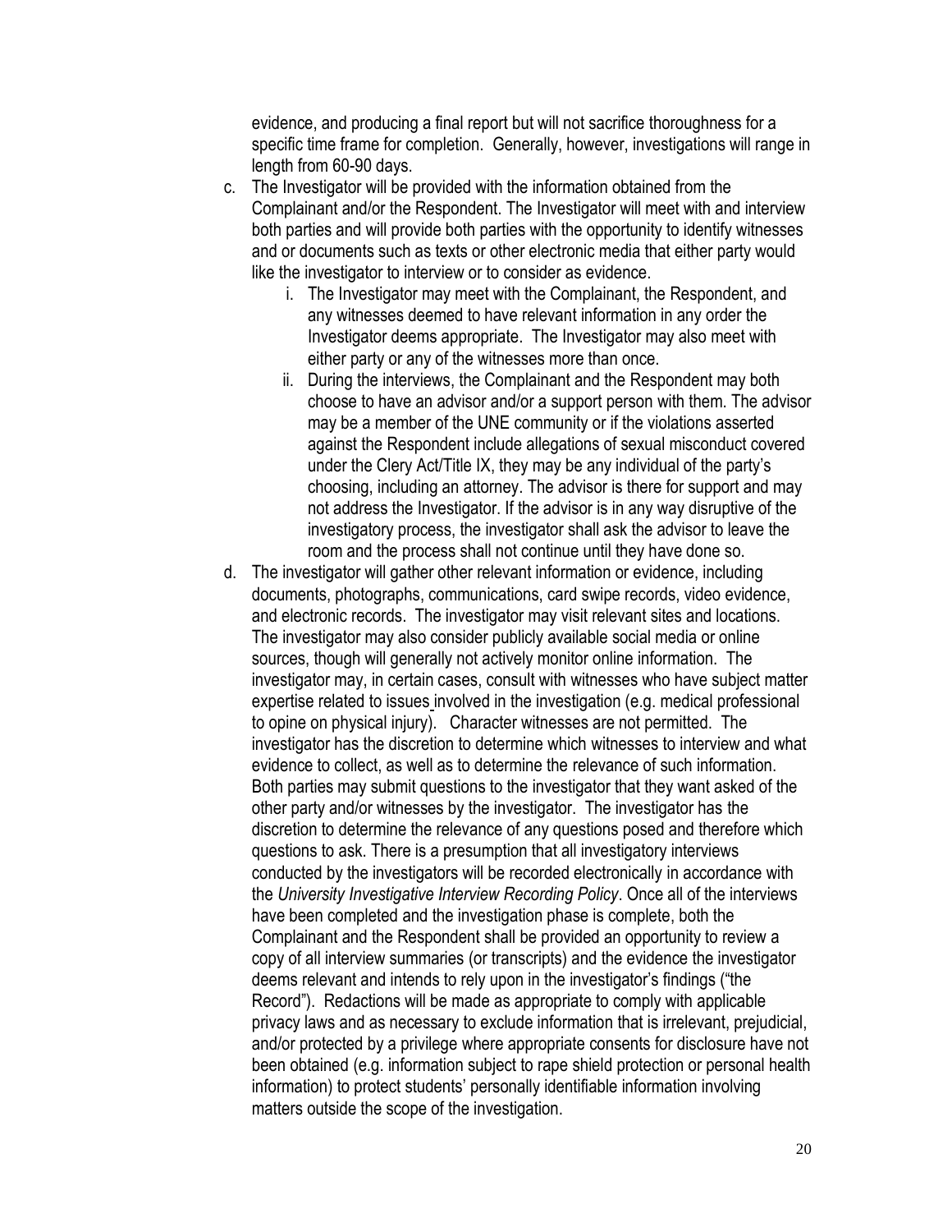evidence, and producing a final report but will not sacrifice thoroughness for a specific time frame for completion. Generally, however, investigations will range in length from 60-90 days.

c. The Investigator will be provided with the information obtained from the Complainant and/or the Respondent. The Investigator will meet with and interview both parties and will provide both parties with the opportunity to identify witnesses and or documents such as texts or other electronic media that either party would like the investigator to interview or to consider as evidence.
   i. The Investigator may meet with the Complainant, the Respondent, and any witnesses deemed to have relevant information in any order the Investigator deems appropriate. The Investigator may also meet with either party or any of the witnesses more than once.
   ii. During the interviews, the Complainant and the Respondent may both choose to have an advisor and/or a support person with them. The advisor may be a member of the UNE community or if the violations asserted against the Respondent include allegations of sexual misconduct covered under the Clery Act/Title IX, they may be any individual of the party's choosing, including an attorney. The advisor is there for support and may not address the Investigator. If the advisor is in any way disruptive of the investigatory process, the investigator shall ask the advisor to leave the room and the process shall not continue until they have done so.

d. The investigator will gather other relevant information or evidence, including documents, photographs, communications, card swipe records, video evidence, and electronic records. The investigator may visit relevant sites and locations. The investigator may also consider publicly available social media or online sources, though will generally not actively monitor online information. The investigator may, in certain cases, consult with witnesses who have subject matter expertise related to issues involved in the investigation (e.g. medical professional to opine on physical injury). Character witnesses are not permitted. The investigator has the discretion to determine which witnesses to interview and what evidence to collect, as well as to determine the relevance of such information. Both parties may submit questions to the investigator that they want asked of the other party and/or witnesses by the investigator. The investigator has the discretion to determine the relevance of any questions posed and therefore which questions to ask. There is a presumption that all investigatory interviews conducted by the investigators will be recorded electronically in accordance with the *University Investigative Interview Recording Policy*. Once all of the interviews have been completed and the investigation phase is complete, both the Complainant and the Respondent shall be provided an opportunity to review a copy of all interview summaries (or transcripts) and the evidence the investigator deems relevant and intends to rely upon in the investigator's findings ("the Record"). Redactions will be made as appropriate to comply with applicable privacy laws and as necessary to exclude information that is irrelevant, prejudicial, and/or protected by a privilege where appropriate consents for disclosure have not been obtained (e.g. information subject to rape shield protection or personal health information) to protect students' personally identifiable information involving matters outside the scope of the investigation.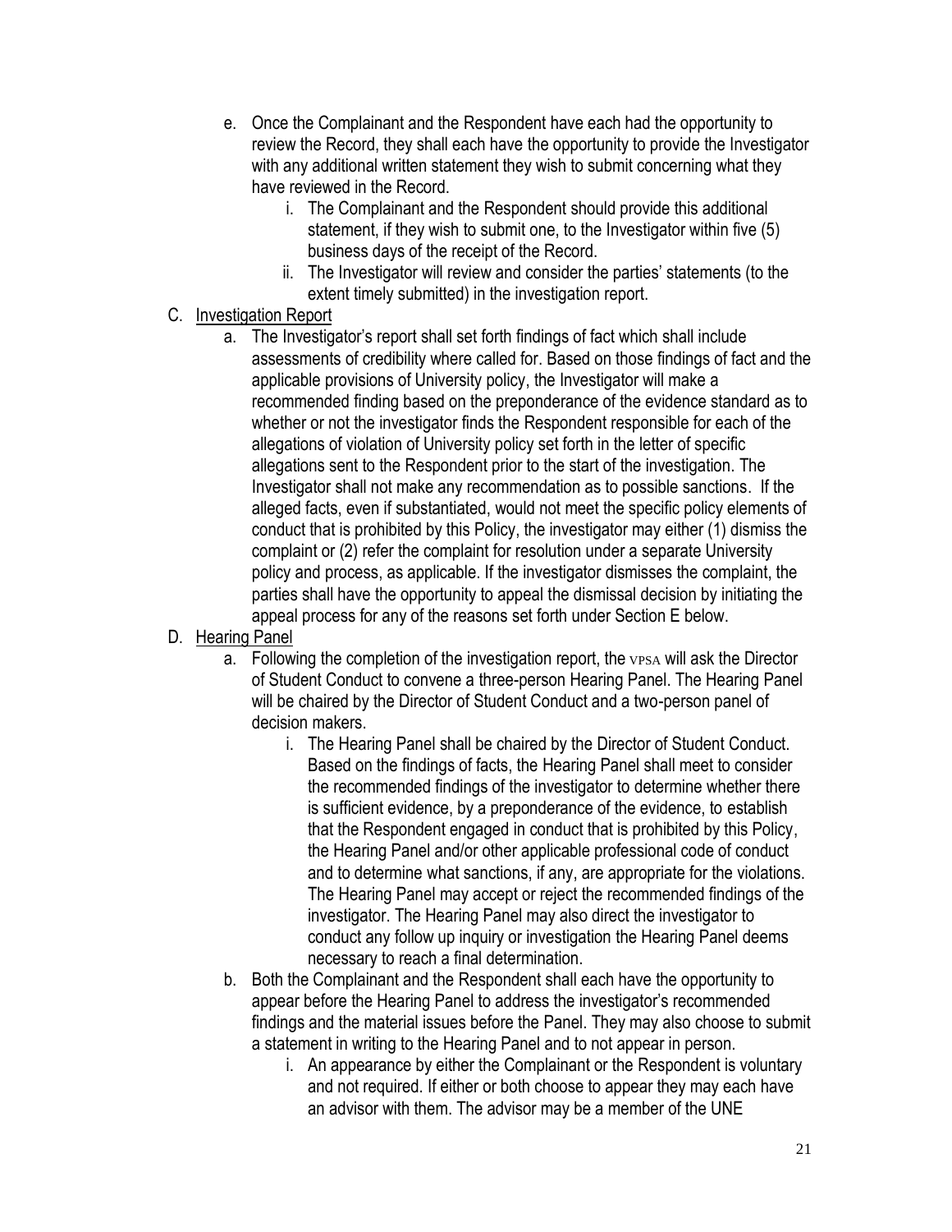e. Once the Complainant and the Respondent have each had the opportunity to review the Record, they shall each have the opportunity to provide the Investigator with any additional written statement they wish to submit concerning what they have reviewed in the Record.
    i. The Complainant and the Respondent should provide this additional statement, if they wish to submit one, to the Investigator within five (5) business days of the receipt of the Record.
    ii. The Investigator will review and consider the parties' statements (to the extent timely submitted) in the investigation report.

C. <u>Investigation Report</u>

a. The Investigator's report shall set forth findings of fact which shall include assessments of credibility where called for. Based on those findings of fact and the applicable provisions of University policy, the Investigator will make a recommended finding based on the preponderance of the evidence standard as to whether or not the investigator finds the Respondent responsible for each of the allegations of violation of University policy set forth in the letter of specific allegations sent to the Respondent prior to the start of the investigation. The Investigator shall not make any recommendation as to possible sanctions. If the alleged facts, even if substantiated, would not meet the specific policy elements of conduct that is prohibited by this Policy, the investigator may either (1) dismiss the complaint or (2) refer the complaint for resolution under a separate University policy and process, as applicable. If the investigator dismisses the complaint, the parties shall have the opportunity to appeal the dismissal decision by initiating the appeal process for any of the reasons set forth under Section E below.

D. <u>Hearing Panel</u>

a. Following the completion of the investigation report, the VPSA will ask the Director of Student Conduct to convene a three-person Hearing Panel. The Hearing Panel will be chaired by the Director of Student Conduct and a two-person panel of decision makers.
    i. The Hearing Panel shall be chaired by the Director of Student Conduct. Based on the findings of facts, the Hearing Panel shall meet to consider the recommended findings of the investigator to determine whether there is sufficient evidence, by a preponderance of the evidence, to establish that the Respondent engaged in conduct that is prohibited by this Policy, the Hearing Panel and/or other applicable professional code of conduct and to determine what sanctions, if any, are appropriate for the violations. The Hearing Panel may accept or reject the recommended findings of the investigator. The Hearing Panel may also direct the investigator to conduct any follow up inquiry or investigation the Hearing Panel deems necessary to reach a final determination.

b. Both the Complainant and the Respondent shall each have the opportunity to appear before the Hearing Panel to address the investigator's recommended findings and the material issues before the Panel. They may also choose to submit a statement in writing to the Hearing Panel and to not appear in person.
    i. An appearance by either the Complainant or the Respondent is voluntary and not required. If either or both choose to appear they may each have an advisor with them. The advisor may be a member of the UNE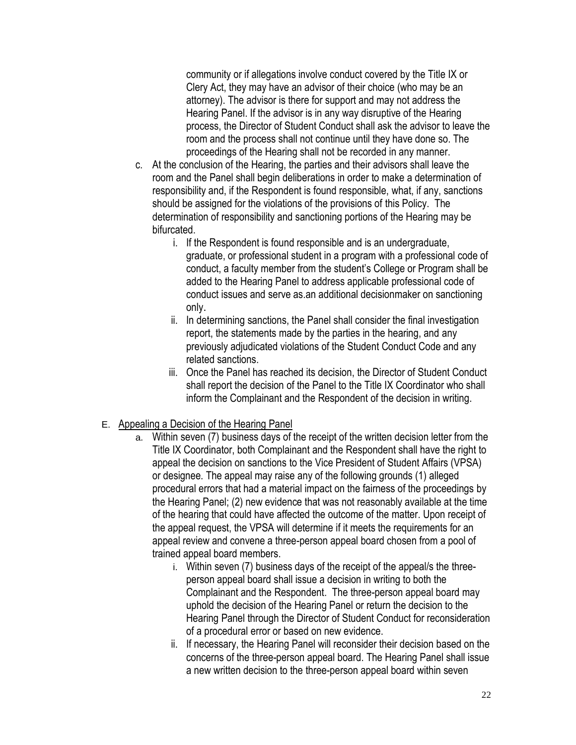community or if allegations involve conduct covered by the Title IX or Clery Act, they may have an advisor of their choice (who may be an attorney). The advisor is there for support and may not address the Hearing Panel. If the advisor is in any way disruptive of the Hearing process, the Director of Student Conduct shall ask the advisor to leave the room and the process shall not continue until they have done so. The proceedings of the Hearing shall not be recorded in any manner.

c. At the conclusion of the Hearing, the parties and their advisors shall leave the room and the Panel shall begin deliberations in order to make a determination of responsibility and, if the Respondent is found responsible, what, if any, sanctions should be assigned for the violations of the provisions of this Policy. The determination of responsibility and sanctioning portions of the Hearing may be bifurcated.
    i. If the Respondent is found responsible and is an undergraduate, graduate, or professional student in a program with a professional code of conduct, a faculty member from the student's College or Program shall be added to the Hearing Panel to address applicable professional code of conduct issues and serve as.an additional decisionmaker on sanctioning only.
    ii. In determining sanctions, the Panel shall consider the final investigation report, the statements made by the parties in the hearing, and any previously adjudicated violations of the Student Conduct Code and any related sanctions.
    iii. Once the Panel has reached its decision, the Director of Student Conduct shall report the decision of the Panel to the Title IX Coordinator who shall inform the Complainant and the Respondent of the decision in writing.

E. <u>Appealing a Decision of the Hearing Panel</u>

a. Within seven (7) business days of the receipt of the written decision letter from the Title IX Coordinator, both Complainant and the Respondent shall have the right to appeal the decision on sanctions to the Vice President of Student Affairs (VPSA) or designee. The appeal may raise any of the following grounds (1) alleged procedural errors that had a material impact on the fairness of the proceedings by the Hearing Panel; (2) new evidence that was not reasonably available at the time of the hearing that could have affected the outcome of the matter. Upon receipt of the appeal request, the VPSA will determine if it meets the requirements for an appeal review and convene a three-person appeal board chosen from a pool of trained appeal board members.
    i. Within seven (7) business days of the receipt of the appeal/s the three-person appeal board shall issue a decision in writing to both the Complainant and the Respondent. The three-person appeal board may uphold the decision of the Hearing Panel or return the decision to the Hearing Panel through the Director of Student Conduct for reconsideration of a procedural error or based on new evidence.
    ii. If necessary, the Hearing Panel will reconsider their decision based on the concerns of the three-person appeal board. The Hearing Panel shall issue a new written decision to the three-person appeal board within seven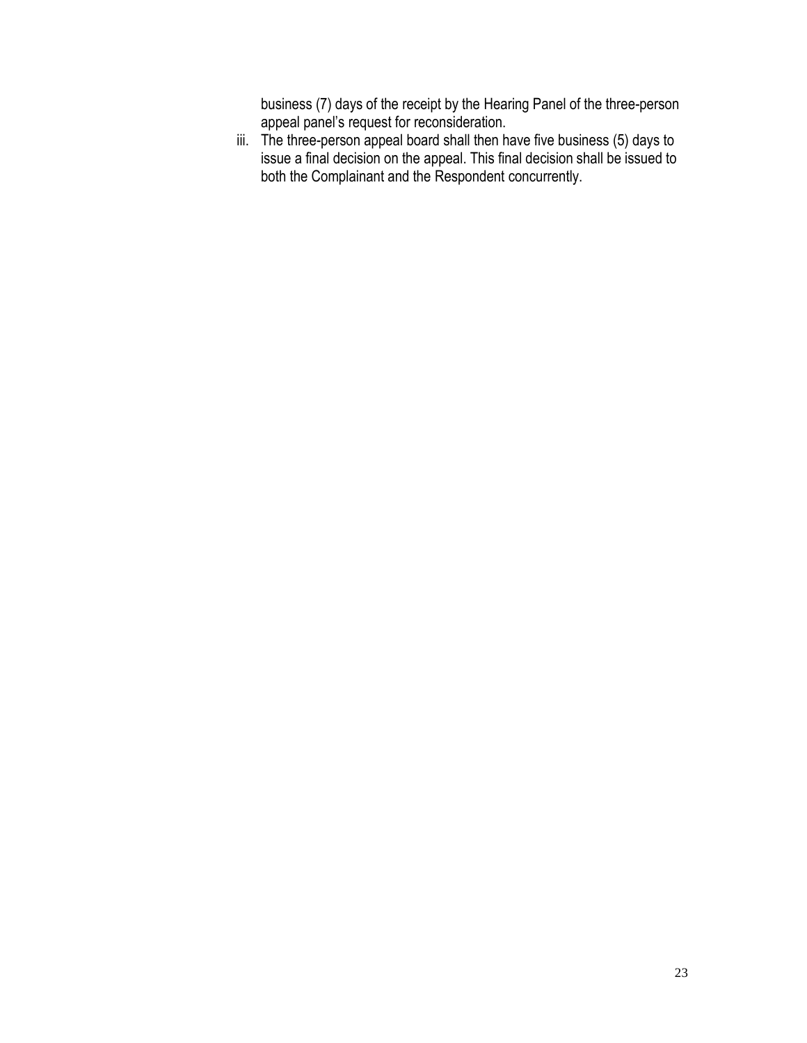business (7) days of the receipt by the Hearing Panel of the three-person appeal panel's request for reconsideration.

iii. The three-person appeal board shall then have five business (5) days to issue a final decision on the appeal. This final decision shall be issued to both the Complainant and the Respondent concurrently.